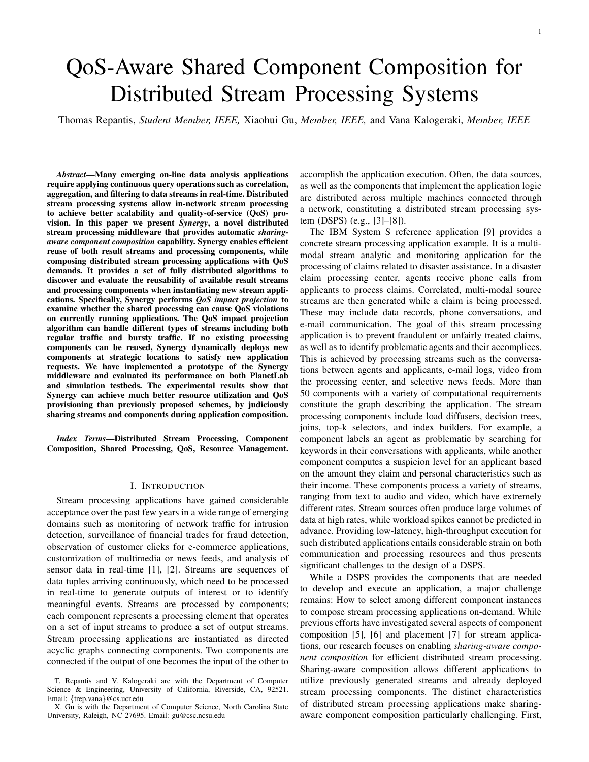# QoS-Aware Shared Component Composition for Distributed Stream Processing Systems

Thomas Repantis, *Student Member, IEEE,* Xiaohui Gu, *Member, IEEE,* and Vana Kalogeraki, *Member, IEEE*

***Abstract*—Many emerging on-line data analysis applications require applying continuous query operations such as correlation, aggregation, and filtering to data streams in real-time. Distributed stream processing systems allow in-network stream processing to achieve better scalability and quality-of-service (QoS) provision. In this paper we present *Synergy*, a novel distributed stream processing middleware that provides automatic *sharing-aware component composition* capability. Synergy enables efficient reuse of both result streams and processing components, while composing distributed stream processing applications with QoS demands. It provides a set of fully distributed algorithms to discover and evaluate the reusability of available result streams and processing components when instantiating new stream applications. Specifically, Synergy performs *QoS impact projection* to examine whether the shared processing can cause QoS violations on currently running applications. The QoS impact projection algorithm can handle different types of streams including both regular traffic and bursty traffic. If no existing processing components can be reused, Synergy dynamically deploys new components at strategic locations to satisfy new application requests. We have implemented a prototype of the Synergy middleware and evaluated its performance on both PlanetLab and simulation testbeds. The experimental results show that Synergy can achieve much better resource utilization and QoS provisioning than previously proposed schemes, by judiciously sharing streams and components during application composition.**

***Index Terms*—Distributed Stream Processing, Component Composition, Shared Processing, QoS, Resource Management.**

## I. Introduction

Stream processing applications have gained considerable acceptance over the past few years in a wide range of emerging domains such as monitoring of network traffic for intrusion detection, surveillance of financial trades for fraud detection, observation of customer clicks for e-commerce applications, customization of multimedia or news feeds, and analysis of sensor data in real-time [1], [2]. Streams are sequences of data tuples arriving continuously, which need to be processed in real-time to generate outputs of interest or to identify meaningful events. Streams are processed by components; each component represents a processing element that operates on a set of input streams to produce a set of output streams. Stream processing applications are instantiated as directed acyclic graphs connecting components. Two components are connected if the output of one becomes the input of the other to accomplish the application execution. Often, the data sources, as well as the components that implement the application logic are distributed across multiple machines connected through a network, constituting a distributed stream processing system (DSPS) (e.g., [3]–[8]).

The IBM System S reference application [9] provides a concrete stream processing application example. It is a multi-modal stream analytic and monitoring application for the processing of claims related to disaster assistance. In a disaster claim processing center, agents receive phone calls from applicants to process claims. Correlated, multi-modal source streams are then generated while a claim is being processed. These may include data records, phone conversations, and e-mail communication. The goal of this stream processing application is to prevent fraudulent or unfairly treated claims, as well as to identify problematic agents and their accomplices. This is achieved by processing streams such as the conversations between agents and applicants, e-mail logs, video from the processing center, and selective news feeds. More than 50 components with a variety of computational requirements constitute the graph describing the application. The stream processing components include load diffusers, decision trees, joins, top-k selectors, and index builders. For example, a component labels an agent as problematic by searching for keywords in their conversations with applicants, while another component computes a suspicion level for an applicant based on the amount they claim and personal characteristics such as their income. These components process a variety of streams, ranging from text to audio and video, which have extremely different rates. Stream sources often produce large volumes of data at high rates, while workload spikes cannot be predicted in advance. Providing low-latency, high-throughput execution for such distributed applications entails considerable strain on both communication and processing resources and thus presents significant challenges to the design of a DSPS.

While a DSPS provides the components that are needed to develop and execute an application, a major challenge remains: How to select among different component instances to compose stream processing applications on-demand. While previous efforts have investigated several aspects of component composition [5], [6] and placement [7] for stream applications, our research focuses on enabling *sharing-aware component composition* for efficient distributed stream processing. Sharing-aware composition allows different applications to utilize previously generated streams and already deployed stream processing components. The distinct characteristics of distributed stream processing applications make sharing-aware component composition particularly challenging. First,

T. Repantis and V. Kalogeraki are with the Department of Computer Science & Engineering, University of California, Riverside, CA, 92521. Email: {trep,vana}@cs.ucr.edu

X. Gu is with the Department of Computer Science, North Carolina State University, Raleigh, NC 27695. Email: gu@csc.ncsu.edu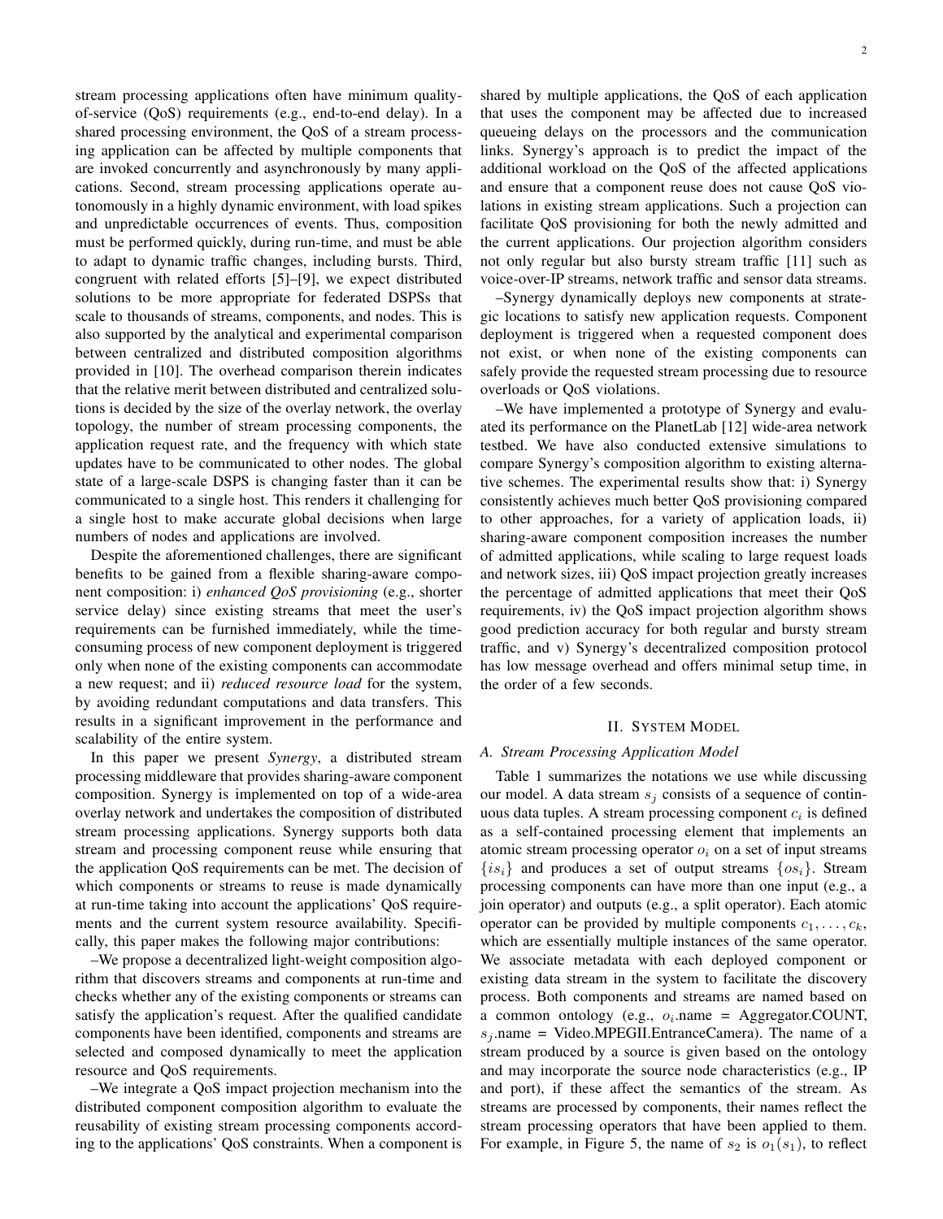stream processing applications often have minimum quality-of-service (QoS) requirements (e.g., end-to-end delay). In a shared processing environment, the QoS of a stream processing application can be affected by multiple components that are invoked concurrently and asynchronously by many applications. Second, stream processing applications operate autonomously in a highly dynamic environment, with load spikes and unpredictable occurrences of events. Thus, composition must be performed quickly, during run-time, and must be able to adapt to dynamic traffic changes, including bursts. Third, congruent with related efforts [5]–[9], we expect distributed solutions to be more appropriate for federated DSPSs that scale to thousands of streams, components, and nodes. This is also supported by the analytical and experimental comparison between centralized and distributed composition algorithms provided in [10]. The overhead comparison therein indicates that the relative merit between distributed and centralized solutions is decided by the size of the overlay network, the overlay topology, the number of stream processing components, the application request rate, and the frequency with which state updates have to be communicated to other nodes. The global state of a large-scale DSPS is changing faster than it can be communicated to a single host. This renders it challenging for a single host to make accurate global decisions when large numbers of nodes and applications are involved.

Despite the aforementioned challenges, there are significant benefits to be gained from a flexible sharing-aware component composition: i) *enhanced QoS provisioning* (e.g., shorter service delay) since existing streams that meet the user's requirements can be furnished immediately, while the time-consuming process of new component deployment is triggered only when none of the existing components can accommodate a new request; and ii) *reduced resource load* for the system, by avoiding redundant computations and data transfers. This results in a significant improvement in the performance and scalability of the entire system.

In this paper we present *Synergy*, a distributed stream processing middleware that provides sharing-aware component composition. Synergy is implemented on top of a wide-area overlay network and undertakes the composition of distributed stream processing applications. Synergy supports both data stream and processing component reuse while ensuring that the application QoS requirements can be met. The decision of which components or streams to reuse is made dynamically at run-time taking into account the applications' QoS requirements and the current system resource availability. Specifically, this paper makes the following major contributions:

–We propose a decentralized light-weight composition algorithm that discovers streams and components at run-time and checks whether any of the existing components or streams can satisfy the application's request. After the qualified candidate components have been identified, components and streams are selected and composed dynamically to meet the application resource and QoS requirements.

–We integrate a QoS impact projection mechanism into the distributed component composition algorithm to evaluate the reusability of existing stream processing components according to the applications' QoS constraints. When a component is shared by multiple applications, the QoS of each application that uses the component may be affected due to increased queueing delays on the processors and the communication links. Synergy's approach is to predict the impact of the additional workload on the QoS of the affected applications and ensure that a component reuse does not cause QoS violations in existing stream applications. Such a projection can facilitate QoS provisioning for both the newly admitted and the current applications. Our projection algorithm considers not only regular but also bursty stream traffic [11] such as voice-over-IP streams, network traffic and sensor data streams.

–Synergy dynamically deploys new components at strategic locations to satisfy new application requests. Component deployment is triggered when a requested component does not exist, or when none of the existing components can safely provide the requested stream processing due to resource overloads or QoS violations.

–We have implemented a prototype of Synergy and evaluated its performance on the PlanetLab [12] wide-area network testbed. We have also conducted extensive simulations to compare Synergy's composition algorithm to existing alternative schemes. The experimental results show that: i) Synergy consistently achieves much better QoS provisioning compared to other approaches, for a variety of application loads, ii) sharing-aware component composition increases the number of admitted applications, while scaling to large request loads and network sizes, iii) QoS impact projection greatly increases the percentage of admitted applications that meet their QoS requirements, iv) the QoS impact projection algorithm shows good prediction accuracy for both regular and bursty stream traffic, and v) Synergy's decentralized composition protocol has low message overhead and offers minimal setup time, in the order of a few seconds.

## II. System Model

### A. Stream Processing Application Model

Table 1 summarizes the notations we use while discussing our model. A data stream $s_j$ consists of a sequence of continuous data tuples. A stream processing component $c_i$ is defined as a self-contained processing element that implements an atomic stream processing operator $o_i$ on a set of input streams $\{is_i\}$ and produces a set of output streams $\{os_i\}$. Stream processing components can have more than one input (e.g., a join operator) and outputs (e.g., a split operator). Each atomic operator can be provided by multiple components $c_1, \ldots, c_k$, which are essentially multiple instances of the same operator. We associate metadata with each deployed component or existing data stream in the system to facilitate the discovery process. Both components and streams are named based on a common ontology (e.g., $o_i$.name = Aggregator.COUNT, $s_j$.name = Video.MPEGII.EntranceCamera). The name of a stream produced by a source is given based on the ontology and may incorporate the source node characteristics (e.g., IP and port), if these affect the semantics of the stream. As streams are processed by components, their names reflect the stream processing operators that have been applied to them. For example, in Figure 5, the name of $s_2$ is $o_1(s_1)$, to reflect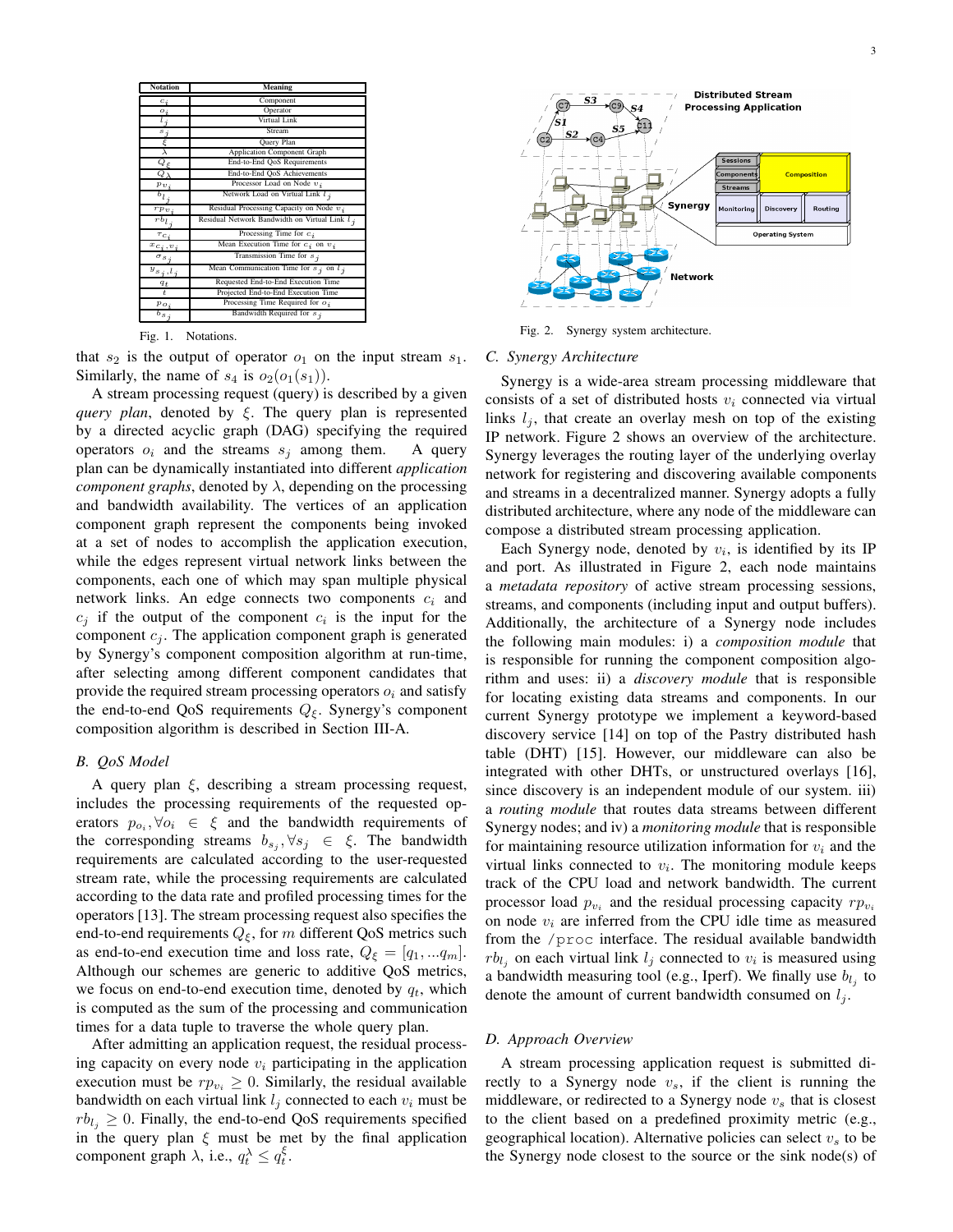| Notation | Meaning |
|---|---|
| $c_i$ | Component |
| $o_i$ | Operator |
| $l_j$ | Virtual Link |
| $s_j$ | Stream |
| $\xi$ | Query Plan |
| $\lambda$ | Application Component Graph |
| $Q_\xi$ | End-to-End QoS Requirements |
| $Q_\lambda$ | End-to-End QoS Achievements |
| $p_{v_i}$ | Processor Load on Node $v_i$ |
| $b_{l_j}$ | Network Load on Virtual Link $l_j$ |
| $rp_{v_i}$ | Residual Processing Capacity on Node $v_i$ |
| $rb_{l_j}$ | Residual Network Bandwidth on Virtual Link $l_j$ |
| $\tau_{c_i}$ | Processing Time for $c_i$ |
| $x_{c_i,v_i}$ | Mean Execution Time for $c_i$ on $v_i$ |
| $\sigma_{s_j}$ | Transmission Time for $s_j$ |
| $y_{s_j,l_j}$ | Mean Communication Time for $s_j$ on $l_j$ |
| $q_t$ | Requested End-to-End Execution Time |
| $t$ | Projected End-to-End Execution Time |
| $p_{o_i}$ | Processing Time Required for $o_i$ |
| $b_{s_j}$ | Bandwidth Required for $s_j$ |

Fig. 1. Notations.

that $s_2$ is the output of operator $o_1$ on the input stream $s_1$. Similarly, the name of $s_4$ is $o_2(o_1(s_1))$.

A stream processing request (query) is described by a given *query plan*, denoted by $\xi$. The query plan is represented by a directed acyclic graph (DAG) specifying the required operators $o_i$ and the streams $s_j$ among them. A query plan can be dynamically instantiated into different *application component graphs*, denoted by $\lambda$, depending on the processing and bandwidth availability. The vertices of an application component graph represent the components being invoked at a set of nodes to accomplish the application execution, while the edges represent virtual network links between the components, each one of which may span multiple physical network links. An edge connects two components $c_i$ and $c_j$ if the output of the component $c_i$ is the input for the component $c_j$. The application component graph is generated by Synergy's component composition algorithm at run-time, after selecting among different component candidates that provide the required stream processing operators $o_i$ and satisfy the end-to-end QoS requirements $Q_\xi$. Synergy's component composition algorithm is described in Section III-A.

### B. QoS Model

A query plan $\xi$, describing a stream processing request, includes the processing requirements of the requested operators $p_{o_i}, \forall o_i \in \xi$ and the bandwidth requirements of the corresponding streams $b_{s_j}, \forall s_j \in \xi$. The bandwidth requirements are calculated according to the user-requested stream rate, while the processing requirements are calculated according to the data rate and profiled processing times for the operators [13]. The stream processing request also specifies the end-to-end requirements $Q_\xi$, for $m$ different QoS metrics such as end-to-end execution time and loss rate, $Q_\xi = [q_1, ...q_m]$. Although our schemes are generic to additive QoS metrics, we focus on end-to-end execution time, denoted by $q_t$, which is computed as the sum of the processing and communication times for a data tuple to traverse the whole query plan.

After admitting an application request, the residual processing capacity on every node $v_i$ participating in the application execution must be $rp_{v_i} \geq 0$. Similarly, the residual available bandwidth on each virtual link $l_j$ connected to each $v_i$ must be $rb_{l_j} \geq 0$. Finally, the end-to-end QoS requirements specified in the query plan $\xi$ must be met by the final application component graph $\lambda$, i.e., $q_t^\lambda \leq q_t^\xi$.

Distributed Stream Processing Application

S3
S4
S1
S2
S5
C7
C9
C2
C4
C11

Synergy

Sessions
Components
Streams
Composition
Monitoring
Discovery
Routing
Operating System

Network

Fig. 2. Synergy system architecture.

### C. Synergy Architecture

Synergy is a wide-area stream processing middleware that consists of a set of distributed hosts $v_i$ connected via virtual links $l_j$, that create an overlay mesh on top of the existing IP network. Figure 2 shows an overview of the architecture. Synergy leverages the routing layer of the underlying overlay network for registering and discovering available components and streams in a decentralized manner. Synergy adopts a fully distributed architecture, where any node of the middleware can compose a distributed stream processing application.

Each Synergy node, denoted by $v_i$, is identified by its IP and port. As illustrated in Figure 2, each node maintains a *metadata repository* of active stream processing sessions, streams, and components (including input and output buffers). Additionally, the architecture of a Synergy node includes the following main modules: i) a *composition module* that is responsible for running the component composition algorithm and uses: ii) a *discovery module* that is responsible for locating existing data streams and components. In our current Synergy prototype we implement a keyword-based discovery service [14] on top of the Pastry distributed hash table (DHT) [15]. However, our middleware can also be integrated with other DHTs, or unstructured overlays [16], since discovery is an independent module of our system. iii) a *routing module* that routes data streams between different Synergy nodes; and iv) a *monitoring module* that is responsible for maintaining resource utilization information for $v_i$ and the virtual links connected to $v_i$. The monitoring module keeps track of the CPU load and network bandwidth. The current processor load $p_{v_i}$ and the residual processing capacity $rp_{v_i}$ on node $v_i$ are inferred from the CPU idle time as measured from the `/proc` interface. The residual available bandwidth $rb_{l_j}$ on each virtual link $l_j$ connected to $v_i$ is measured using a bandwidth measuring tool (e.g., Iperf). We finally use $b_{l_j}$ to denote the amount of current bandwidth consumed on $l_j$.

### D. Approach Overview

A stream processing application request is submitted directly to a Synergy node $v_s$, if the client is running the middleware, or redirected to a Synergy node $v_s$ that is closest to the client based on a predefined proximity metric (e.g., geographical location). Alternative policies can select $v_s$ to be the Synergy node closest to the source or the sink node(s) of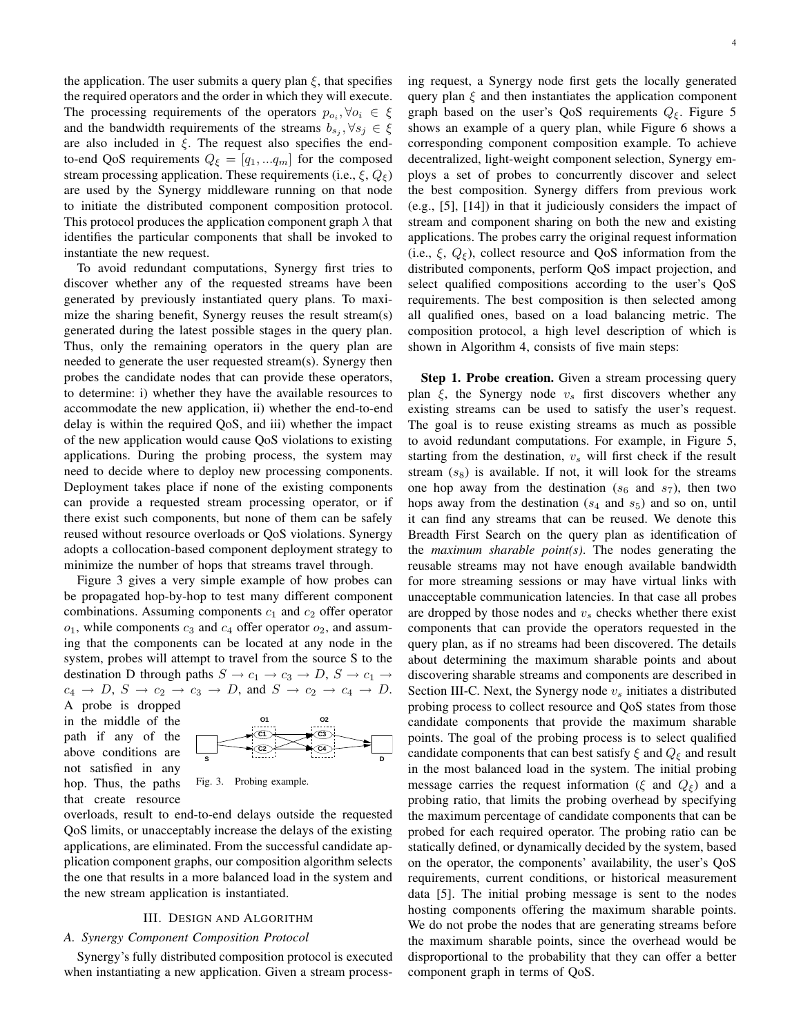the application. The user submits a query plan $\xi$, that specifies the required operators and the order in which they will execute. The processing requirements of the operators $p_{o_i}, \forall o_i \in \xi$ and the bandwidth requirements of the streams $b_{s_j}, \forall s_j \in \xi$ are also included in $\xi$. The request also specifies the end-to-end QoS requirements $Q_\xi = [q_1, ...q_m]$ for the composed stream processing application. These requirements (i.e., $\xi$, $Q_\xi$) are used by the Synergy middleware running on that node to initiate the distributed component composition protocol. This protocol produces the application component graph $\lambda$ that identifies the particular components that shall be invoked to instantiate the new request.

To avoid redundant computations, Synergy first tries to discover whether any of the requested streams have been generated by previously instantiated query plans. To maximize the sharing benefit, Synergy reuses the result stream(s) generated during the latest possible stages in the query plan. Thus, only the remaining operators in the query plan are needed to generate the user requested stream(s). Synergy then probes the candidate nodes that can provide these operators, to determine: i) whether they have the available resources to accommodate the new application, ii) whether the end-to-end delay is within the required QoS, and iii) whether the impact of the new application would cause QoS violations to existing applications. During the probing process, the system may need to decide where to deploy new processing components. Deployment takes place if none of the existing components can provide a requested stream processing operator, or if there exist such components, but none of them can be safely reused without resource overloads or QoS violations. Synergy adopts a collocation-based component deployment strategy to minimize the number of hops that streams travel through.

Figure 3 gives a very simple example of how probes can be propagated hop-by-hop to test many different component combinations. Assuming components $c_1$ and $c_2$ offer operator $o_1$, while components $c_3$ and $c_4$ offer operator $o_2$, and assuming that the components can be located at any node in the system, probes will attempt to travel from the source S to the destination D through paths $S \rightarrow c_1 \rightarrow c_3 \rightarrow D$, $S \rightarrow c_1 \rightarrow c_4 \rightarrow D$, $S \rightarrow c_2 \rightarrow c_3 \rightarrow D$, and $S \rightarrow c_2 \rightarrow c_4 \rightarrow D$. A probe is dropped in the middle of the path if any of the above conditions are not satisfied in any hop. Thus, the paths that create resource overloads, result to end-to-end delays outside the requested QoS limits, or unacceptably increase the delays of the existing applications, are eliminated. From the successful candidate application component graphs, our composition algorithm selects the one that results in a more balanced load in the system and the new stream application is instantiated.

O1
O2
C1
C2
C3
C4
S
D

Fig. 3. Probing example.

## III. Design and Algorithm

### A. Synergy Component Composition Protocol

Synergy's fully distributed composition protocol is executed when instantiating a new application. Given a stream processing request, a Synergy node first gets the locally generated query plan $\xi$ and then instantiates the application component graph based on the user's QoS requirements $Q_\xi$. Figure 5 shows an example of a query plan, while Figure 6 shows a corresponding component composition example. To achieve decentralized, light-weight component selection, Synergy employs a set of probes to concurrently discover and select the best composition. Synergy differs from previous work (e.g., [5], [14]) in that it judiciously considers the impact of stream and component sharing on both the new and existing applications. The probes carry the original request information (i.e., $\xi$, $Q_\xi$), collect resource and QoS information from the distributed components, perform QoS impact projection, and select qualified compositions according to the user's QoS requirements. The best composition is then selected among all qualified ones, based on a load balancing metric. The composition protocol, a high level description of which is shown in Algorithm 4, consists of five main steps:

**Step 1. Probe creation.** Given a stream processing query plan $\xi$, the Synergy node $v_s$ first discovers whether any existing streams can be used to satisfy the user's request. The goal is to reuse existing streams as much as possible to avoid redundant computations. For example, in Figure 5, starting from the destination, $v_s$ will first check if the result stream ($s_8$) is available. If not, it will look for the streams one hop away from the destination ($s_6$ and $s_7$), then two hops away from the destination ($s_4$ and $s_5$) and so on, until it can find any streams that can be reused. We denote this Breadth First Search on the query plan as identification of the *maximum sharable point(s)*. The nodes generating the reusable streams may not have enough available bandwidth for more streaming sessions or may have virtual links with unacceptable communication latencies. In that case all probes are dropped by those nodes and $v_s$ checks whether there exist components that can provide the operators requested in the query plan, as if no streams had been discovered. The details about determining the maximum sharable points and about discovering sharable streams and components are described in Section III-C. Next, the Synergy node $v_s$ initiates a distributed probing process to collect resource and QoS states from those candidate components that provide the maximum sharable points. The goal of the probing process is to select qualified candidate components that can best satisfy $\xi$ and $Q_\xi$ and result in the most balanced load in the system. The initial probing message carries the request information ($\xi$ and $Q_\xi$) and a probing ratio, that limits the probing overhead by specifying the maximum percentage of candidate components that can be probed for each required operator. The probing ratio can be statically defined, or dynamically decided by the system, based on the operator, the components' availability, the user's QoS requirements, current conditions, or historical measurement data [5]. The initial probing message is sent to the nodes hosting components offering the maximum sharable points. We do not probe the nodes that are generating streams before the maximum sharable points, since the overhead would be disproportional to the probability that they can offer a better component graph in terms of QoS.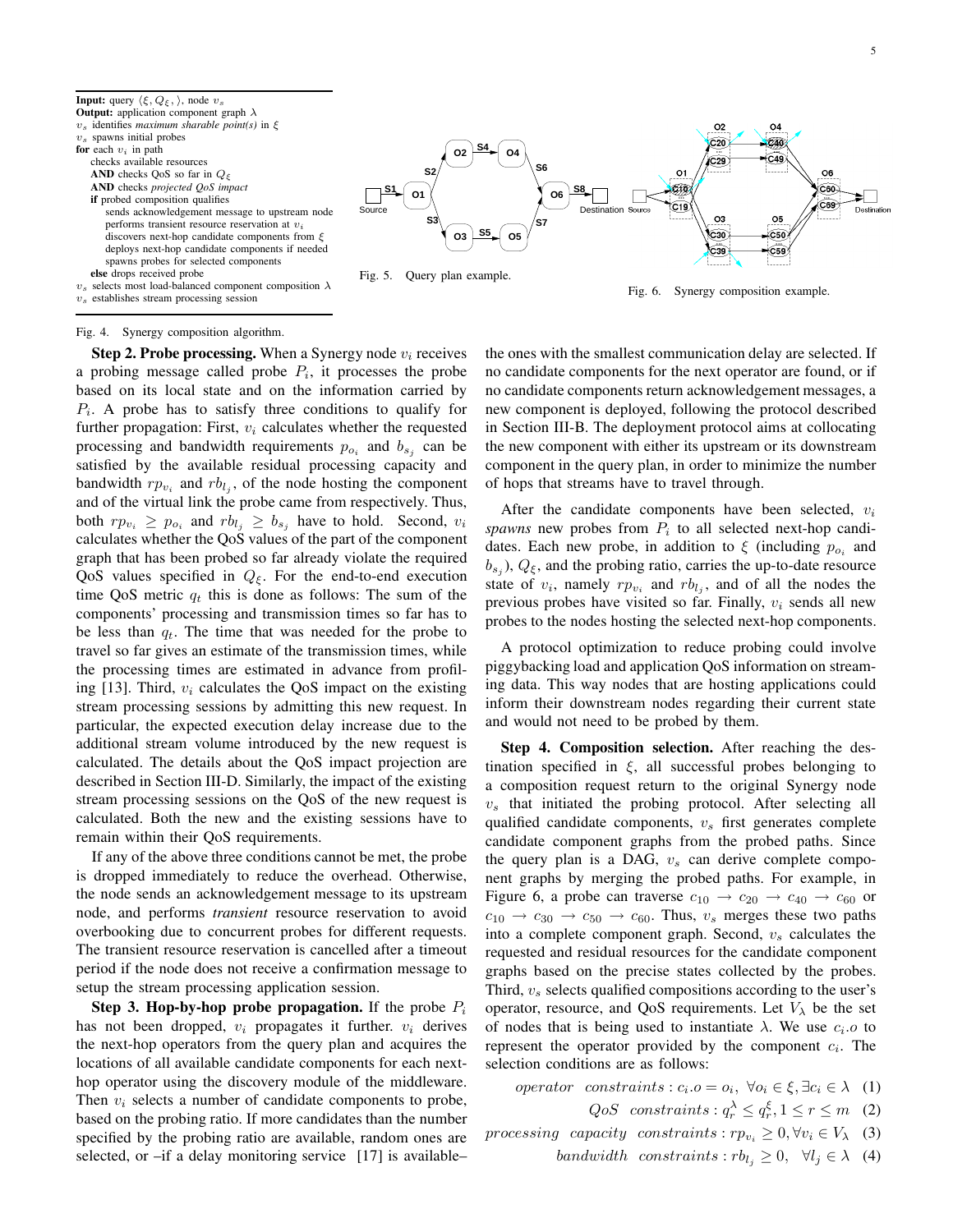**Input:** query $\langle \xi, Q_\xi, \rangle$, node $v_s$
**Output:** application component graph $\lambda$
$v_s$ identifies *maximum sharable point(s)* in $\xi$
$v_s$ spawns initial probes
**for** each $v_i$ in path
  checks available resources
  **AND** checks QoS so far in $Q_\xi$
  **AND** checks *projected QoS impact*
  **if** probed composition qualifies
    sends acknowledgement message to upstream node
    performs transient resource reservation at $v_i$
    discovers next-hop candidate components from $\xi$
    deploys next-hop candidate components if needed
    spawns probes for selected components
  **else** drops received probe
$v_s$ selects most load-balanced component composition $\lambda$
$v_s$ establishes stream processing session

Fig. 4. Synergy composition algorithm.

Source
S1
O1
S2
S3
O2
S4
O4
O3
S5
O5
S6
S7
O6
S8
Destination

Fig. 5. Query plan example.

Source
O1
C10
C19
O2
C20
C29
O3
C30
C39
O4
C40
C49
O5
C50
C59
O6
C60
C69
Destination

Fig. 6. Synergy composition example.

**Step 2. Probe processing.** When a Synergy node $v_i$ receives a probing message called probe $P_i$, it processes the probe based on its local state and on the information carried by $P_i$. A probe has to satisfy three conditions to qualify for further propagation: First, $v_i$ calculates whether the requested processing and bandwidth requirements $p_{o_i}$ and $b_{s_j}$ can be satisfied by the available residual processing capacity and bandwidth $rp_{v_i}$ and $rb_{l_j}$, of the node hosting the component and of the virtual link the probe came from respectively. Thus, both $rp_{v_i} \geq p_{o_i}$ and $rb_{l_j} \geq b_{s_j}$ have to hold. Second, $v_i$ calculates whether the QoS values of the part of the component graph that has been probed so far already violate the required QoS values specified in $Q_\xi$. For the end-to-end execution time QoS metric $q_t$ this is done as follows: The sum of the components' processing and transmission times so far has to be less than $q_t$. The time that was needed for the probe to travel so far gives an estimate of the transmission times, while the processing times are estimated in advance from profiling [13]. Third, $v_i$ calculates the QoS impact on the existing stream processing sessions by admitting this new request. In particular, the expected execution delay increase due to the additional stream volume introduced by the new request is calculated. The details about the QoS impact projection are described in Section III-D. Similarly, the impact of the existing stream processing sessions on the QoS of the new request is calculated. Both the new and the existing sessions have to remain within their QoS requirements.

If any of the above three conditions cannot be met, the probe is dropped immediately to reduce the overhead. Otherwise, the node sends an acknowledgement message to its upstream node, and performs *transient* resource reservation to avoid overbooking due to concurrent probes for different requests. The transient resource reservation is cancelled after a timeout period if the node does not receive a confirmation message to setup the stream processing application session.

**Step 3. Hop-by-hop probe propagation.** If the probe $P_i$ has not been dropped, $v_i$ propagates it further. $v_i$ derives the next-hop operators from the query plan and acquires the locations of all available candidate components for each next-hop operator using the discovery module of the middleware. Then $v_i$ selects a number of candidate components to probe, based on the probing ratio. If more candidates than the number specified by the probing ratio are available, random ones are selected, or –if a delay monitoring service [17] is available– the ones with the smallest communication delay are selected. If no candidate components for the next operator are found, or if no candidate components return acknowledgement messages, a new component is deployed, following the protocol described in Section III-B. The deployment protocol aims at collocating the new component with either its upstream or its downstream component in the query plan, in order to minimize the number of hops that streams have to travel through.

After the candidate components have been selected, $v_i$ *spawns* new probes from $P_i$ to all selected next-hop candidates. Each new probe, in addition to $\xi$ (including $p_{o_i}$ and $b_{s_j}$), $Q_\xi$, and the probing ratio, carries the up-to-date resource state of $v_i$, namely $rp_{v_i}$ and $rb_{l_j}$, and of all the nodes the previous probes have visited so far. Finally, $v_i$ sends all new probes to the nodes hosting the selected next-hop components.

A protocol optimization to reduce probing could involve piggybacking load and application QoS information on streaming data. This way nodes that are hosting applications could inform their downstream nodes regarding their current state and would not need to be probed by them.

**Step 4. Composition selection.** After reaching the destination specified in $\xi$, all successful probes belonging to a composition request return to the original Synergy node $v_s$ that initiated the probing protocol. After selecting all qualified candidate components, $v_s$ first generates complete candidate component graphs from the probed paths. Since the query plan is a DAG, $v_s$ can derive complete component graphs by merging the probed paths. For example, in Figure 6, a probe can traverse $c_{10} \rightarrow c_{20} \rightarrow c_{40} \rightarrow c_{60}$ or $c_{10} \rightarrow c_{30} \rightarrow c_{50} \rightarrow c_{60}$. Thus, $v_s$ merges these two paths into a complete component graph. Second, $v_s$ calculates the requested and residual resources for the candidate component graphs based on the precise states collected by the probes. Third, $v_s$ selects qualified compositions according to the user's operator, resource, and QoS requirements. Let $V_\lambda$ be the set of nodes that is being used to instantiate $\lambda$. We use $c_i.o$ to represent the operator provided by the component $c_i$. The selection conditions are as follows:

$$operator \;\; constraints : c_i.o = o_i, \;\; \forall o_i \in \xi, \exists c_i \in \lambda \quad (1)$$

$$QoS \;\; constraints : q_r^\lambda \leq q_r^\xi, 1 \leq r \leq m \quad (2)$$

$$processing \;\; capacity \;\; constraints : rp_{v_i} \geq 0, \forall v_i \in V_\lambda \quad (3)$$

$$bandwidth \;\; constraints : rb_{l_j} \geq 0, \;\; \forall l_j \in \lambda \quad (4)$$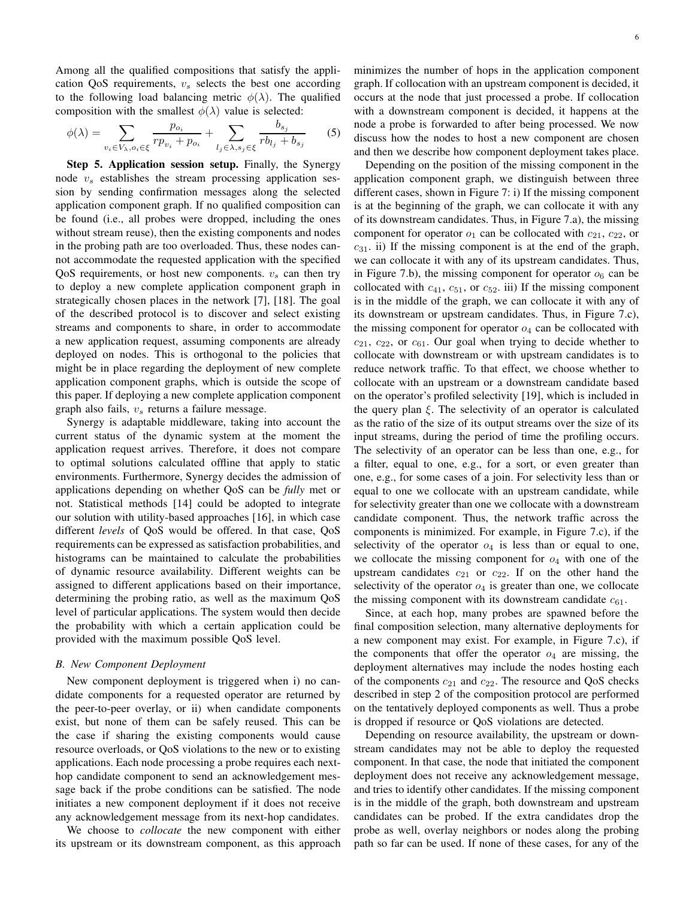Among all the qualified compositions that satisfy the application QoS requirements, $v_s$ selects the best one according to the following load balancing metric $\phi(\lambda)$. The qualified composition with the smallest $\phi(\lambda)$ value is selected:

$$\phi(\lambda) = \sum_{v_i \in V_\lambda, o_i \in \xi} \frac{p_{o_i}}{rp_{v_i} + p_{o_i}} + \sum_{l_j \in \lambda, s_j \in \xi} \frac{b_{s_j}}{rb_{l_j} + b_{s_j}} \tag{5}$$

**Step 5. Application session setup.** Finally, the Synergy node $v_s$ establishes the stream processing application session by sending confirmation messages along the selected application component graph. If no qualified composition can be found (i.e., all probes were dropped, including the ones without stream reuse), then the existing components and nodes in the probing path are too overloaded. Thus, these nodes cannot accommodate the requested application with the specified QoS requirements, or host new components. $v_s$ can then try to deploy a new complete application component graph in strategically chosen places in the network [7], [18]. The goal of the described protocol is to discover and select existing streams and components to share, in order to accommodate a new application request, assuming components are already deployed on nodes. This is orthogonal to the policies that might be in place regarding the deployment of new complete application component graphs, which is outside the scope of this paper. If deploying a new complete application component graph also fails, $v_s$ returns a failure message.

Synergy is adaptable middleware, taking into account the current status of the dynamic system at the moment the application request arrives. Therefore, it does not compare to optimal solutions calculated offline that apply to static environments. Furthermore, Synergy decides the admission of applications depending on whether QoS can be *fully* met or not. Statistical methods [14] could be adopted to integrate our solution with utility-based approaches [16], in which case different *levels* of QoS would be offered. In that case, QoS requirements can be expressed as satisfaction probabilities, and histograms can be maintained to calculate the probabilities of dynamic resource availability. Different weights can be assigned to different applications based on their importance, determining the probing ratio, as well as the maximum QoS level of particular applications. The system would then decide the probability with which a certain application could be provided with the maximum possible QoS level.

### B. New Component Deployment

New component deployment is triggered when i) no candidate components for a requested operator are returned by the peer-to-peer overlay, or ii) when candidate components exist, but none of them can be safely reused. This can be the case if sharing the existing components would cause resource overloads, or QoS violations to the new or to existing applications. Each node processing a probe requires each next-hop candidate component to send an acknowledgement message back if the probe conditions can be satisfied. The node initiates a new component deployment if it does not receive any acknowledgement message from its next-hop candidates.

We choose to *collocate* the new component with either its upstream or its downstream component, as this approach minimizes the number of hops in the application component graph. If collocation with an upstream component is decided, it occurs at the node that just processed a probe. If collocation with a downstream component is decided, it happens at the node a probe is forwarded to after being processed. We now discuss how the nodes to host a new component are chosen and then we describe how component deployment takes place.

Depending on the position of the missing component in the application component graph, we distinguish between three different cases, shown in Figure 7: i) If the missing component is at the beginning of the graph, we can collocate it with any of its downstream candidates. Thus, in Figure 7.a), the missing component for operator $o_1$ can be collocated with $c_{21}$, $c_{22}$, or $c_{31}$. ii) If the missing component is at the end of the graph, we can collocate it with any of its upstream candidates. Thus, in Figure 7.b), the missing component for operator $o_6$ can be collocated with $c_{41}$, $c_{51}$, or $c_{52}$. iii) If the missing component is in the middle of the graph, we can collocate it with any of its downstream or upstream candidates. Thus, in Figure 7.c), the missing component for operator $o_4$ can be collocated with $c_{21}$, $c_{22}$, or $c_{61}$. Our goal when trying to decide whether to collocate with downstream or with upstream candidates is to reduce network traffic. To that effect, we choose whether to collocate with an upstream or a downstream candidate based on the operator's profiled selectivity [19], which is included in the query plan $\xi$. The selectivity of an operator is calculated as the ratio of the size of its output streams over the size of its input streams, during the period of time the profiling occurs. The selectivity of an operator can be less than one, e.g., for a filter, equal to one, e.g., for a sort, or even greater than one, e.g., for some cases of a join. For selectivity less than or equal to one we collocate with an upstream candidate, while for selectivity greater than one we collocate with a downstream candidate component. Thus, the network traffic across the components is minimized. For example, in Figure 7.c), if the selectivity of the operator $o_4$ is less than or equal to one, we collocate the missing component for $o_4$ with one of the upstream candidates $c_{21}$ or $c_{22}$. If on the other hand the selectivity of the operator $o_4$ is greater than one, we collocate the missing component with its downstream candidate $c_{61}$.

Since, at each hop, many probes are spawned before the final composition selection, many alternative deployments for a new component may exist. For example, in Figure 7.c), if the components that offer the operator $o_4$ are missing, the deployment alternatives may include the nodes hosting each of the components $c_{21}$ and $c_{22}$. The resource and QoS checks described in step 2 of the composition protocol are performed on the tentatively deployed components as well. Thus a probe is dropped if resource or QoS violations are detected.

Depending on resource availability, the upstream or downstream candidates may not be able to deploy the requested component. In that case, the node that initiated the component deployment does not receive any acknowledgement message, and tries to identify other candidates. If the missing component is in the middle of the graph, both downstream and upstream candidates can be probed. If the extra candidates drop the probe as well, overlay neighbors or nodes along the probing path so far can be used. If none of these cases, for any of the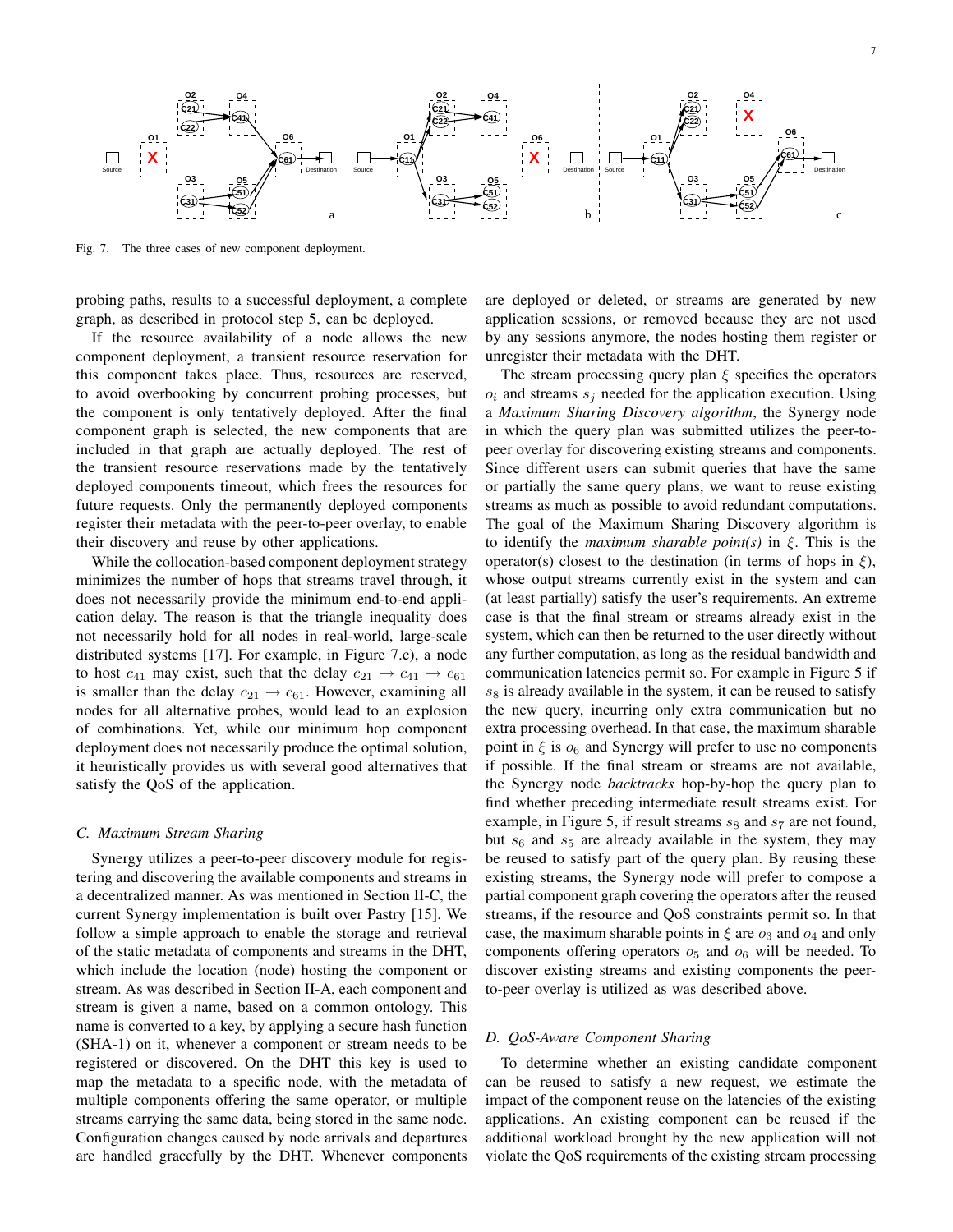Source
O1
X
O2
C21
C22
O3
C31
O4
C41
O5
C51
C52
O6
C61
Destination
a

Source
O1
C11
O2
C21
C22
O3
C31
O4
C41
O5
C51
C52
O6
X
Destination
b

Source
O1
C11
O2
C21
C22
O3
C31
O4
X
O5
C51
C52
O6
C61
Destination
c

Fig. 7. The three cases of new component deployment.

probing paths, results to a successful deployment, a complete graph, as described in protocol step 5, can be deployed.

If the resource availability of a node allows the new component deployment, a transient resource reservation for this component takes place. Thus, resources are reserved, to avoid overbooking by concurrent probing processes, but the component is only tentatively deployed. After the final component graph is selected, the new components that are included in that graph are actually deployed. The rest of the transient resource reservations made by the tentatively deployed components timeout, which frees the resources for future requests. Only the permanently deployed components register their metadata with the peer-to-peer overlay, to enable their discovery and reuse by other applications.

While the collocation-based component deployment strategy minimizes the number of hops that streams travel through, it does not necessarily provide the minimum end-to-end application delay. The reason is that the triangle inequality does not necessarily hold for all nodes in real-world, large-scale distributed systems [17]. For example, in Figure 7.c), a node to host $c_{41}$ may exist, such that the delay $c_{21} \rightarrow c_{41} \rightarrow c_{61}$ is smaller than the delay $c_{21} \rightarrow c_{61}$. However, examining all nodes for all alternative probes, would lead to an explosion of combinations. Yet, while our minimum hop component deployment does not necessarily produce the optimal solution, it heuristically provides us with several good alternatives that satisfy the QoS of the application.

### C. Maximum Stream Sharing

Synergy utilizes a peer-to-peer discovery module for registering and discovering the available components and streams in a decentralized manner. As was mentioned in Section II-C, the current Synergy implementation is built over Pastry [15]. We follow a simple approach to enable the storage and retrieval of the static metadata of components and streams in the DHT, which include the location (node) hosting the component or stream. As was described in Section II-A, each component and stream is given a name, based on a common ontology. This name is converted to a key, by applying a secure hash function (SHA-1) on it, whenever a component or stream needs to be registered or discovered. On the DHT this key is used to map the metadata to a specific node, with the metadata of multiple components offering the same operator, or multiple streams carrying the same data, being stored in the same node. Configuration changes caused by node arrivals and departures are handled gracefully by the DHT. Whenever components are deployed or deleted, or streams are generated by new application sessions, or removed because they are not used by any sessions anymore, the nodes hosting them register or unregister their metadata with the DHT.

The stream processing query plan $\xi$ specifies the operators $o_i$ and streams $s_j$ needed for the application execution. Using a *Maximum Sharing Discovery algorithm*, the Synergy node in which the query plan was submitted utilizes the peer-to-peer overlay for discovering existing streams and components. Since different users can submit queries that have the same or partially the same query plans, we want to reuse existing streams as much as possible to avoid redundant computations. The goal of the Maximum Sharing Discovery algorithm is to identify the *maximum sharable point(s)* in $\xi$. This is the operator(s) closest to the destination (in terms of hops in $\xi$), whose output streams currently exist in the system and can (at least partially) satisfy the user's requirements. An extreme case is that the final stream or streams already exist in the system, which can then be returned to the user directly without any further computation, as long as the residual bandwidth and communication latencies permit so. For example in Figure 5 if $s_8$ is already available in the system, it can be reused to satisfy the new query, incurring only extra communication but no extra processing overhead. In that case, the maximum sharable point in $\xi$ is $o_6$ and Synergy will prefer to use no components if possible. If the final stream or streams are not available, the Synergy node *backtracks* hop-by-hop the query plan to find whether preceding intermediate result streams exist. For example, in Figure 5, if result streams $s_8$ and $s_7$ are not found, but $s_6$ and $s_5$ are already available in the system, they may be reused to satisfy part of the query plan. By reusing these existing streams, the Synergy node will prefer to compose a partial component graph covering the operators after the reused streams, if the resource and QoS constraints permit so. In that case, the maximum sharable points in $\xi$ are $o_3$ and $o_4$ and only components offering operators $o_5$ and $o_6$ will be needed. To discover existing streams and existing components the peer-to-peer overlay is utilized as was described above.

### D. QoS-Aware Component Sharing

To determine whether an existing candidate component can be reused to satisfy a new request, we estimate the impact of the component reuse on the latencies of the existing applications. An existing component can be reused if the additional workload brought by the new application will not violate the QoS requirements of the existing stream processing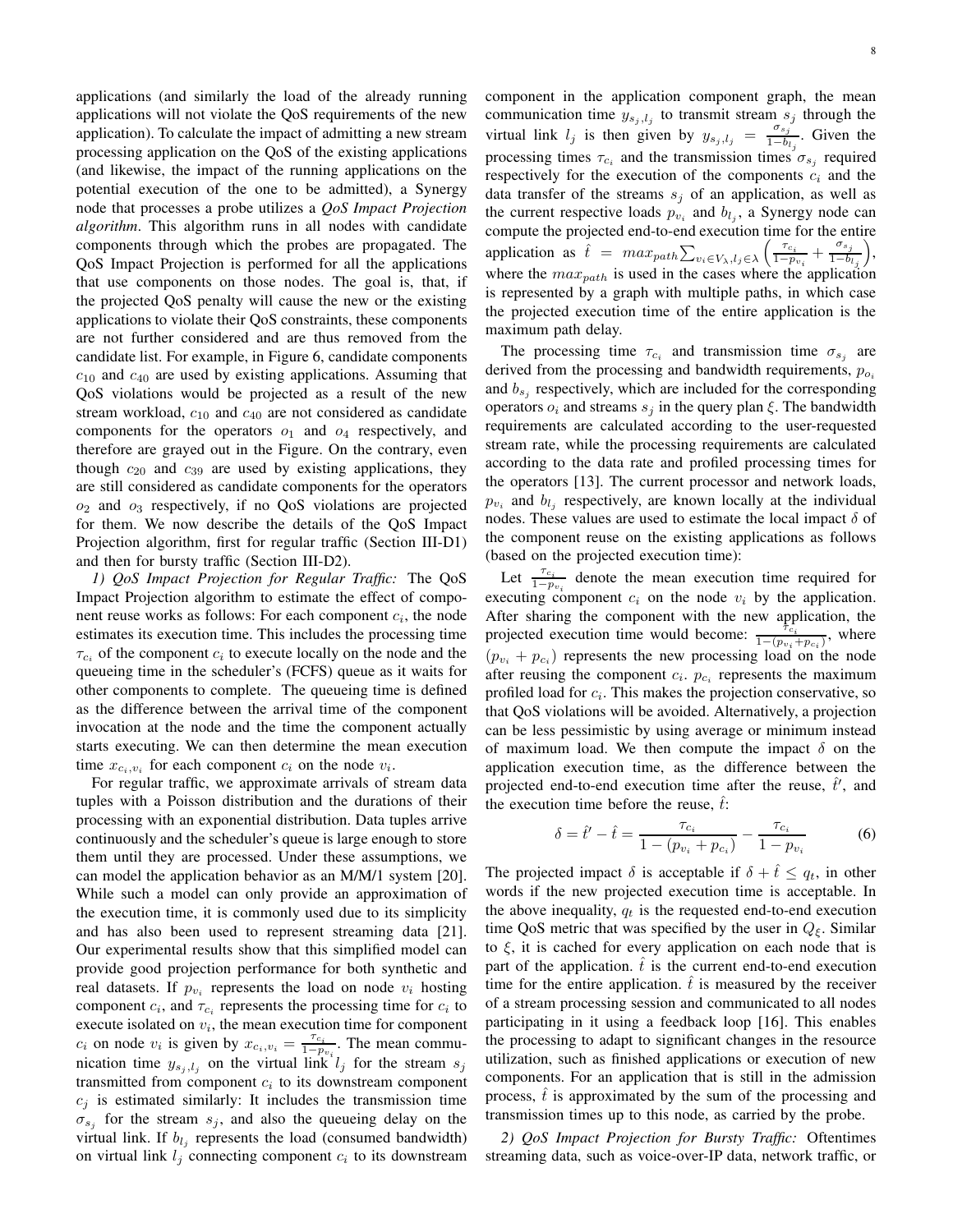applications (and similarly the load of the already running applications will not violate the QoS requirements of the new application). To calculate the impact of admitting a new stream processing application on the QoS of the existing applications (and likewise, the impact of the running applications on the potential execution of the one to be admitted), a Synergy node that processes a probe utilizes a ***QoS Impact Projection algorithm***. This algorithm runs in all nodes with candidate components through which the probes are propagated. The QoS Impact Projection is performed for all the applications that use components on those nodes. The goal is, that, if the projected QoS penalty will cause the new or the existing applications to violate their QoS constraints, these components are not further considered and are thus removed from the candidate list. For example, in Figure 6, candidate components $c_{10}$ and $c_{40}$ are used by existing applications. Assuming that QoS violations would be projected as a result of the new stream workload, $c_{10}$ and $c_{40}$ are not considered as candidate components for the operators $o_1$ and $o_4$ respectively, and therefore are grayed out in the Figure. On the contrary, even though $c_{20}$ and $c_{39}$ are used by existing applications, they are still considered as candidate components for the operators $o_2$ and $o_3$ respectively, if no QoS violations are projected for them. We now describe the details of the QoS Impact Projection algorithm, first for regular traffic (Section III-D1) and then for bursty traffic (Section III-D2).

*1) QoS Impact Projection for Regular Traffic:* The QoS Impact Projection algorithm to estimate the effect of component reuse works as follows: For each component $c_i$, the node estimates its execution time. This includes the processing time $\tau_{c_i}$ of the component $c_i$ to execute locally on the node and the queueing time in the scheduler's (FCFS) queue as it waits for other components to complete. The queueing time is defined as the difference between the arrival time of the component invocation at the node and the time the component actually starts executing. We can then determine the mean execution time $x_{c_i,v_i}$ for each component $c_i$ on the node $v_i$.

For regular traffic, we approximate arrivals of stream data tuples with a Poisson distribution and the durations of their processing with an exponential distribution. Data tuples arrive continuously and the scheduler's queue is large enough to store them until they are processed. Under these assumptions, we can model the application behavior as an M/M/1 system [20]. While such a model can only provide an approximation of the execution time, it is commonly used due to its simplicity and has also been used to represent streaming data [21]. Our experimental results show that this simplified model can provide good projection performance for both synthetic and real datasets. If $p_{v_i}$ represents the load on node $v_i$ hosting component $c_i$, and $\tau_{c_i}$ represents the processing time for $c_i$ to execute isolated on $v_i$, the mean execution time for component $c_i$ on node $v_i$ is given by $x_{c_i,v_i} = \frac{\tau_{c_i}}{1-p_{v_i}}$. The mean communication time $y_{s_j,l_j}$ on the virtual link $l_j$ for the stream $s_j$ transmitted from component $c_i$ to its downstream component $c_j$ is estimated similarly: It includes the transmission time $\sigma_{s_j}$ for the stream $s_j$, and also the queueing delay on the virtual link. If $b_{l_j}$ represents the load (consumed bandwidth) on virtual link $l_j$ connecting component $c_i$ to its downstream component in the application component graph, the mean communication time $y_{s_j,l_j}$ to transmit stream $s_j$ through the virtual link $l_j$ is then given by $y_{s_j,l_j} = \frac{\sigma_{s_j}}{1-b_{l_j}}$. Given the processing times $\tau_{c_i}$ and the transmission times $\sigma_{s_j}$ required respectively for the execution of the components $c_i$ and the data transfer of the streams $s_j$ of an application, as well as the current respective loads $p_{v_i}$ and $b_{l_j}$, a Synergy node can compute the projected end-to-end execution time for the entire application as $\hat{t} = max_{path} \sum_{v_i \in V_\lambda, l_j \in \lambda} \left( \frac{\tau_{c_i}}{1-p_{v_i}} + \frac{\sigma_{s_j}}{1-b_{l_j}} \right)$, where the $max_{path}$ is used in the cases where the application is represented by a graph with multiple paths, in which case the projected execution time of the entire application is the maximum path delay.

The processing time $\tau_{c_i}$ and transmission time $\sigma_{s_j}$ are derived from the processing and bandwidth requirements, $p_{o_i}$ and $b_{s_j}$ respectively, which are included for the corresponding operators $o_i$ and streams $s_j$ in the query plan $\xi$. The bandwidth requirements are calculated according to the user-requested stream rate, while the processing requirements are calculated according to the data rate and profiled processing times for the operators [13]. The current processor and network loads, $p_{v_i}$ and $b_{l_j}$ respectively, are known locally at the individual nodes. These values are used to estimate the local impact $\delta$ of the component reuse on the existing applications as follows (based on the projected execution time):

Let $\frac{\tau_{c_i}}{1-p_{v_i}}$ denote the mean execution time required for executing component $c_i$ on the node $v_i$ by the application. After sharing the component with the new application, the projected execution time would become: $\frac{\tau_{c_i}}{1-(p_{v_i}+p_{c_i})}$, where $(p_{v_i} + p_{c_i})$ represents the new processing load on the node after reusing the component $c_i$. $p_{c_i}$ represents the maximum profiled load for $c_i$. This makes the projection conservative, so that QoS violations will be avoided. Alternatively, a projection can be less pessimistic by using average or minimum instead of maximum load. We then compute the impact $\delta$ on the application execution time, as the difference between the projected end-to-end execution time after the reuse, $\hat{t}'$, and the execution time before the reuse, $\hat{t}$:

$$\delta = \hat{t}' - \hat{t} = \frac{\tau_{c_i}}{1-(p_{v_i}+p_{c_i})} - \frac{\tau_{c_i}}{1-p_{v_i}} \tag{6}$$

The projected impact $\delta$ is acceptable if $\delta + \hat{t} \leq q_t$, in other words if the new projected execution time is acceptable. In the above inequality, $q_t$ is the requested end-to-end execution time QoS metric that was specified by the user in $Q_\xi$. Similar to $\xi$, it is cached for every application on each node that is part of the application. $\hat{t}$ is the current end-to-end execution time for the entire application. $\hat{t}$ is measured by the receiver of a stream processing session and communicated to all nodes participating in it using a feedback loop [16]. This enables the processing to adapt to significant changes in the resource utilization, such as finished applications or execution of new components. For an application that is still in the admission process, $\hat{t}$ is approximated by the sum of the processing and transmission times up to this node, as carried by the probe.

*2) QoS Impact Projection for Bursty Traffic:* Oftentimes streaming data, such as voice-over-IP data, network traffic, or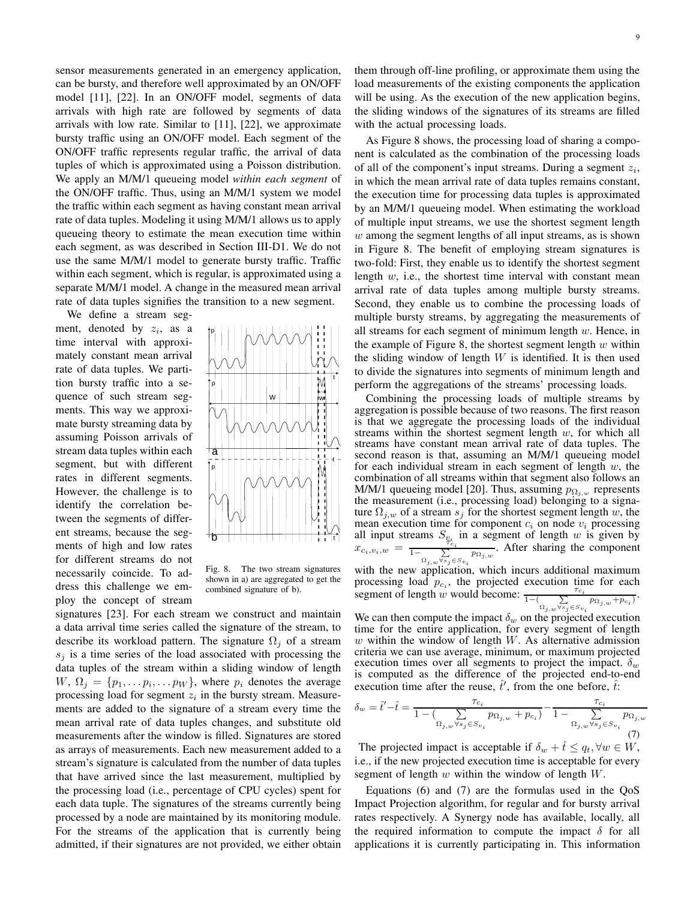sensor measurements generated in an emergency application, can be bursty, and therefore well approximated by an ON/OFF model [11], [22]. In an ON/OFF model, segments of data arrivals with high rate are followed by segments of data arrivals with low rate. Similar to [11], [22], we approximate bursty traffic using an ON/OFF model. Each segment of the ON/OFF traffic represents regular traffic, the arrival of data tuples of which is approximated using a Poisson distribution. We apply an M/M/1 queueing model *within each segment* of the ON/OFF traffic. Thus, using an M/M/1 system we model the traffic within each segment as having constant mean arrival rate of data tuples. Modeling it using M/M/1 allows us to apply queueing theory to estimate the mean execution time within each segment, as was described in Section III-D1. We do not use the same M/M/1 model to generate bursty traffic. Traffic within each segment, which is regular, is approximated using a separate M/M/1 model. A change in the measured mean arrival rate of data tuples signifies the transition to a new segment.

We define a stream segment, denoted by $z_i$, as a time interval with approximately constant mean arrival rate of data tuples. We partition bursty traffic into a sequence of such stream segments. This way we approximate bursty streaming data by assuming Poisson arrivals of stream data tuples within each segment, but with different rates in different segments. However, the challenge is to identify the correlation between the segments of different streams, because the segments of high and low rates for different streams do not necessarily coincide. To address this challenge we employ the concept of stream signatures [23]. For each stream we construct and maintain a data arrival time series called the signature of the stream, to describe its workload pattern. The signature $\Omega_j$ of a stream $s_j$ is a time series of the load associated with processing the data tuples of the stream within a sliding window of length $W$, $\Omega_j = \{p_1, \dots p_i, \dots p_W\}$, where $p_i$ denotes the average processing load for segment $z_i$ in the bursty stream. Measurements are added to the signature of a stream every time the mean arrival rate of data tuples changes, and substitute old measurements after the window is filled. Signatures are stored as arrays of measurements. Each new measurement added to a stream's signature is calculated from the number of data tuples that have arrived since the last measurement, multiplied by the processing load (i.e., percentage of CPU cycles) spent for each data tuple. The signatures of the streams currently being processed by a node are maintained by its monitoring module. For the streams of the application that is currently being admitted, if their signatures are not provided, we either obtain them through off-line profiling, or approximate them using the load measurements of the existing components the application will be using. As the execution of the new application begins, the sliding windows of the signatures of its streams are filled with the actual processing loads.

p
t
p
W
w
a
t
p
b
t

Fig. 8. The two stream signatures shown in a) are aggregated to get the combined signature of b).

As Figure 8 shows, the processing load of sharing a component is calculated as the combination of the processing loads of all of the component's input streams. During a segment $z_i$, in which the mean arrival rate of data tuples remains constant, the execution time for processing data tuples is approximated by an M/M/1 queueing model. When estimating the workload of multiple input streams, we use the shortest segment length $w$ among the segment lengths of all input streams, as is shown in Figure 8. The benefit of employing stream signatures is two-fold: First, they enable us to identify the shortest segment length $w$, i.e., the shortest time interval with constant mean arrival rate of data tuples among multiple bursty streams. Second, they enable us to combine the processing loads of multiple bursty streams, by aggregating the measurements of all streams for each segment of minimum length $w$. Hence, in the example of Figure 8, the shortest segment length $w$ within the sliding window of length $W$ is identified. It is then used to divide the signatures into segments of minimum length and perform the aggregations of the streams' processing loads.

Combining the processing loads of multiple streams by aggregation is possible because of two reasons. The first reason is that we aggregate the processing loads of the individual streams within the shortest segment length $w$, for which all streams have constant mean arrival rate of data tuples. The second reason is that, assuming an M/M/1 queueing model for each individual stream in each segment of length $w$, the combination of all streams within that segment also follows an M/M/1 queueing model [20]. Thus, assuming $p_{\Omega_{j,w}}$ represents the measurement (i.e., processing load) belonging to a signature $\Omega_{j,w}$ of a stream $s_j$ for the shortest segment length $w$, the mean execution time for component $c_i$ on node $v_i$ processing all input streams $S_{v_i}$ in a segment of length $w$ is given by $x_{c_i,v_i,w} = \frac{\tau_{c_i}}{1-\sum_{\Omega_{j,w} \forall s_j \in S_{v_i}} p_{\Omega_{j,w}}}$. After sharing the component with the new application, which incurs additional maximum processing load $p_{c_i}$, the projected execution time for each segment of length $w$ would become: $\frac{\tau_{c_i}}{1-(\sum_{\Omega_{j,w} \forall s_j \in S_{v_i}} p_{\Omega_{j,w}} + p_{c_i})}$. We can then compute the impact $\delta_w$ on the projected execution time for the entire application, for every segment of length $w$ within the window of length $W$. As alternative admission criteria we can use average, minimum, or maximum projected execution times over all segments to project the impact. $\delta_w$ is computed as the difference of the projected end-to-end execution time after the reuse, $\hat{t}'$, from the one before, $\hat{t}$:

$$\delta_w = \hat{t}' - \hat{t} = \frac{\tau_{c_i}}{1-(\sum_{\Omega_{j,w} \forall s_j \in S_{v_i}} p_{\Omega_{j,w}} + p_{c_i})} - \frac{\tau_{c_i}}{1-\sum_{\Omega_{j,w} \forall s_j \in S_{v_i}} p_{\Omega_{j,w}}} \tag{7}$$

The projected impact is acceptable if $\delta_w + \hat{t} \leq q_t, \forall w \in W$, i.e., if the new projected execution time is acceptable for every segment of length $w$ within the window of length $W$.

Equations (6) and (7) are the formulas used in the QoS Impact Projection algorithm, for regular and for bursty arrival rates respectively. A Synergy node has available, locally, all the required information to compute the impact $\delta$ for all applications it is currently participating in. This information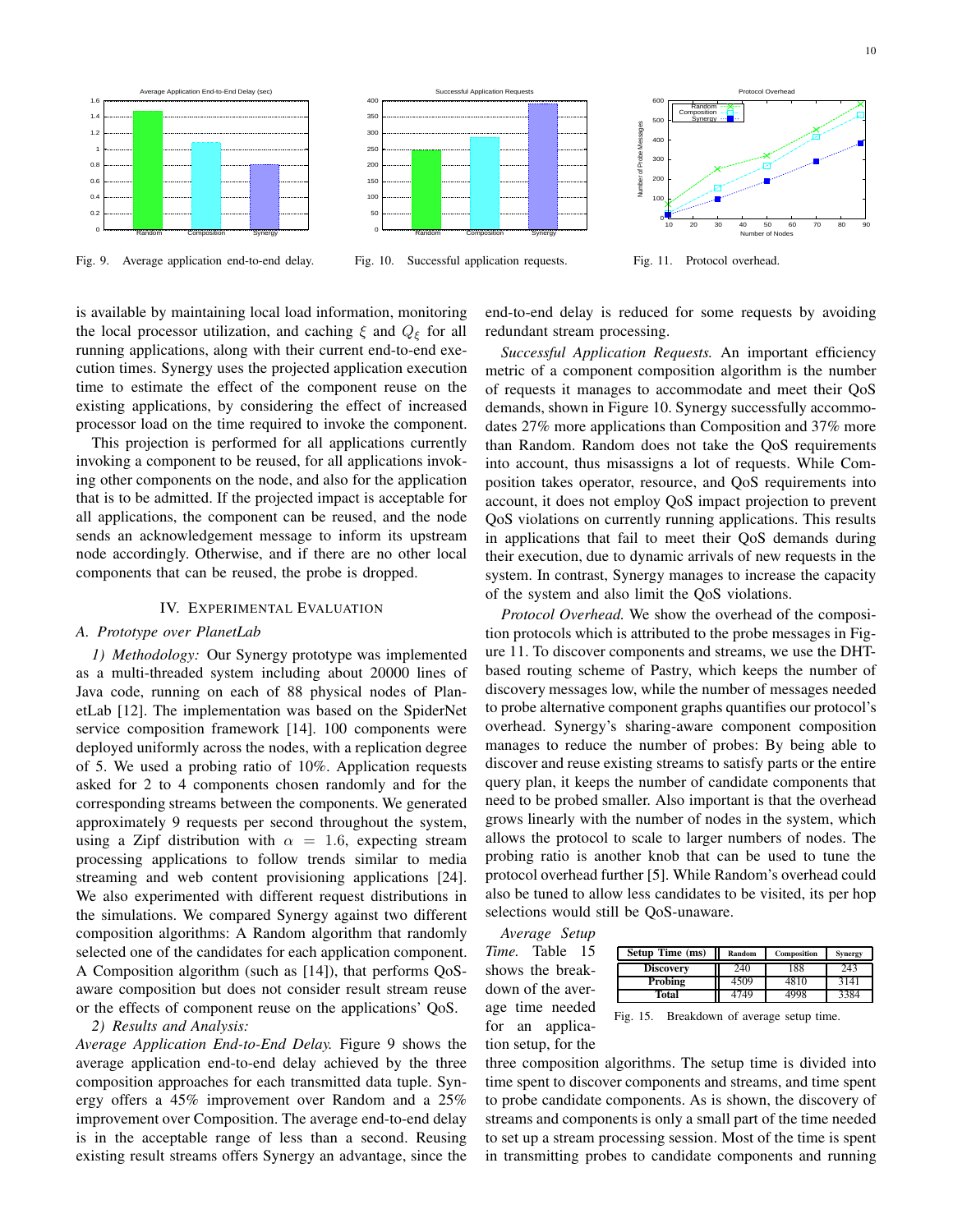Average Application End-to-End Delay (sec)

1.6
1.4
1.2
1
0.8
0.6
0.4
0.2
0

Random Composition Synergy

Fig. 9. Average application end-to-end delay.

Successful Application Requests

400
350
300
250
200
150
100
50
0

Random Composition Synergy

Fig. 10. Successful application requests.

Protocol Overhead

Number of Probe Messages

600
500
400
300
200
100
0

10 20 30 40 50 60 70 80 90

Number of Nodes

Random
Composition
Synergy

Fig. 11. Protocol overhead.

is available by maintaining local load information, monitoring the local processor utilization, and caching $\xi$ and $Q_\xi$ for all running applications, along with their current end-to-end execution times. Synergy uses the projected application execution time to estimate the effect of the component reuse on the existing applications, by considering the effect of increased processor load on the time required to invoke the component.

This projection is performed for all applications currently invoking a component to be reused, for all applications invoking other components on the node, and also for the application that is to be admitted. If the projected impact is acceptable for all applications, the component can be reused, and the node sends an acknowledgement message to inform its upstream node accordingly. Otherwise, and if there are no other local components that can be reused, the probe is dropped.

## IV. Experimental Evaluation

### A. Prototype over PlanetLab

*1) Methodology:* Our Synergy prototype was implemented as a multi-threaded system including about 20000 lines of Java code, running on each of 88 physical nodes of PlanetLab [12]. The implementation was based on the SpiderNet service composition framework [14]. 100 components were deployed uniformly across the nodes, with a replication degree of 5. We used a probing ratio of 10%. Application requests asked for 2 to 4 components chosen randomly and for the corresponding streams between the components. We generated approximately 9 requests per second throughout the system, using a Zipf distribution with $\alpha = 1.6$, expecting stream processing applications to follow trends similar to media streaming and web content provisioning applications [24]. We also experimented with different request distributions in the simulations. We compared Synergy against two different composition algorithms: A Random algorithm that randomly selected one of the candidates for each application component. A Composition algorithm (such as [14]), that performs QoS-aware composition but does not consider result stream reuse or the effects of component reuse on the applications' QoS.

*2) Results and Analysis:*

*Average Application End-to-End Delay.* Figure 9 shows the average application end-to-end delay achieved by the three composition approaches for each transmitted data tuple. Synergy offers a 45% improvement over Random and a 25% improvement over Composition. The average end-to-end delay is in the acceptable range of less than a second. Reusing existing result streams offers Synergy an advantage, since the end-to-end delay is reduced for some requests by avoiding redundant stream processing.

*Successful Application Requests.* An important efficiency metric of a component composition algorithm is the number of requests it manages to accommodate and meet their QoS demands, shown in Figure 10. Synergy successfully accommodates 27% more applications than Composition and 37% more than Random. Random does not take the QoS requirements into account, thus misassigns a lot of requests. While Composition takes operator, resource, and QoS requirements into account, it does not employ QoS impact projection to prevent QoS violations on currently running applications. This results in applications that fail to meet their QoS demands during their execution, due to dynamic arrivals of new requests in the system. In contrast, Synergy manages to increase the capacity of the system and also limit the QoS violations.

*Protocol Overhead.* We show the overhead of the composition protocols which is attributed to the probe messages in Figure 11. To discover components and streams, we use the DHT-based routing scheme of Pastry, which keeps the number of discovery messages low, while the number of messages needed to probe alternative component graphs quantifies our protocol's overhead. Synergy's sharing-aware component composition manages to reduce the number of probes: By being able to discover and reuse existing streams to satisfy parts or the entire query plan, it keeps the number of candidate components that need to be probed smaller. Also important is that the overhead grows linearly with the number of nodes in the system, which allows the protocol to scale to larger numbers of nodes. The probing ratio is another knob that can be used to tune the protocol overhead further [5]. While Random's overhead could also be tuned to allow less candidates to be visited, its per hop selections would still be QoS-unaware.

*Average Setup Time.* Table 15 shows the breakdown of the average time needed for an application setup, for the three composition algorithms. The setup time is divided into time spent to discover components and streams, and time spent to probe candidate components. As is shown, the discovery of streams and components is only a small part of the time needed to set up a stream processing session. Most of the time is spent in transmitting probes to candidate components and running

| Setup Time (ms) | Random | Composition | Synergy |
|---|---|---|---|
| **Discovery** | 240 | 188 | 243 |
| **Probing** | 4509 | 4810 | 3141 |
| **Total** | 4749 | 4998 | 3384 |

Fig. 15. Breakdown of average setup time.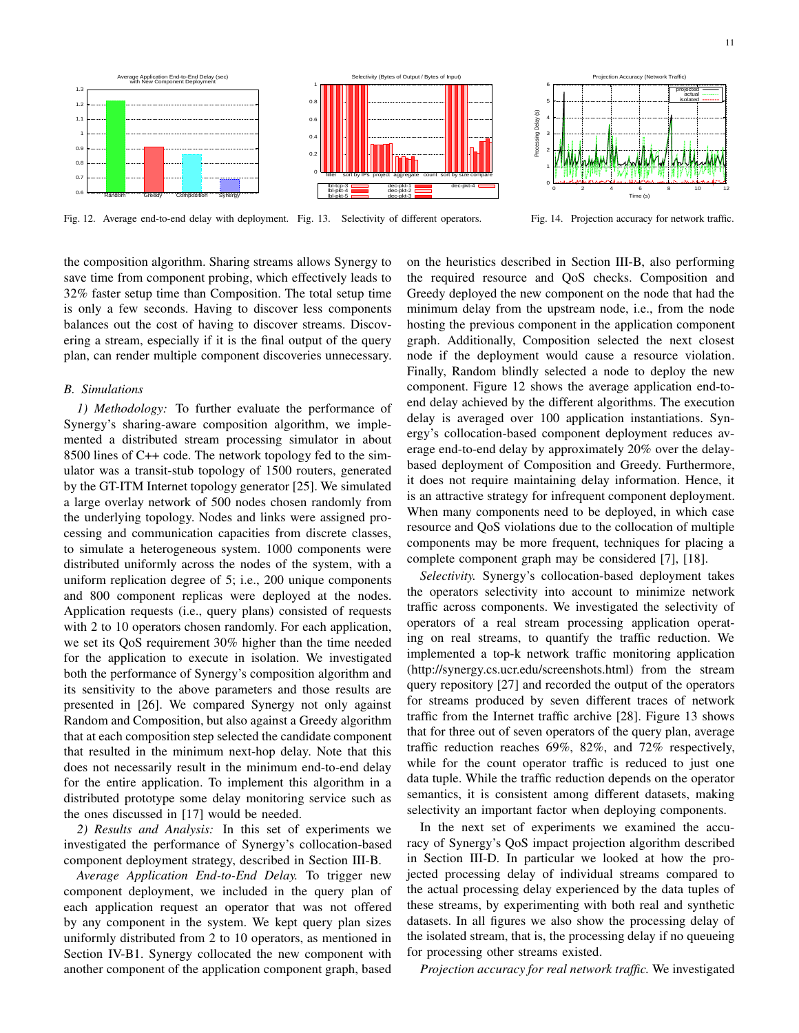Average Application End-to-End Delay (sec)
with New Component Deployment

1.3
1.2
1.1
1
0.9
0.8
0.7
0.6

Random Greedy Composition Synergy

Fig. 12. Average end-to-end delay with deployment.

Selectivity (Bytes of Output / Bytes of Input)

1
0.8
0.6
0.4
0.2
0

filter sort by IPs project aggregate count sort by size compare

lbl-tcp-3 lbl-pkt-4 lbl-pkt-5 dec-pkt-1 dec-pkt-2 dec-pkt-3 dec-pkt-4

Fig. 13. Selectivity of different operators.

Projection Accuracy (Network Traffic)

Processing Delay (s)

6
5
4
3
2
1
0

0 2 4 6 8 10 12

Time (s)

projected
actual
isolated

Fig. 14. Projection accuracy for network traffic.

the composition algorithm. Sharing streams allows Synergy to save time from component probing, which effectively leads to 32% faster setup time than Composition. The total setup time is only a few seconds. Having to discover less components balances out the cost of having to discover streams. Discovering a stream, especially if it is the final output of the query plan, can render multiple component discoveries unnecessary.

### B. Simulations

*1) Methodology:* To further evaluate the performance of Synergy's sharing-aware composition algorithm, we implemented a distributed stream processing simulator in about 8500 lines of C++ code. The network topology fed to the simulator was a transit-stub topology of 1500 routers, generated by the GT-ITM Internet topology generator [25]. We simulated a large overlay network of 500 nodes chosen randomly from the underlying topology. Nodes and links were assigned processing and communication capacities from discrete classes, to simulate a heterogeneous system. 1000 components were distributed uniformly across the nodes of the system, with a uniform replication degree of 5; i.e., 200 unique components and 800 component replicas were deployed at the nodes. Application requests (i.e., query plans) consisted of requests with 2 to 10 operators chosen randomly. For each application, we set its QoS requirement 30% higher than the time needed for the application to execute in isolation. We investigated both the performance of Synergy's composition algorithm and its sensitivity to the above parameters and those results are presented in [26]. We compared Synergy not only against Random and Composition, but also against a Greedy algorithm that at each composition step selected the candidate component that resulted in the minimum next-hop delay. Note that this does not necessarily result in the minimum end-to-end delay for the entire application. To implement this algorithm in a distributed prototype some delay monitoring service such as the ones discussed in [17] would be needed.

*2) Results and Analysis:* In this set of experiments we investigated the performance of Synergy's collocation-based component deployment strategy, described in Section III-B.

*Average Application End-to-End Delay.* To trigger new component deployment, we included in the query plan of each application request an operator that was not offered by any component in the system. We kept query plan sizes uniformly distributed from 2 to 10 operators, as mentioned in Section IV-B1. Synergy collocated the new component with another component of the application component graph, based on the heuristics described in Section III-B, also performing the required resource and QoS checks. Composition and Greedy deployed the new component on the node that had the minimum delay from the upstream node, i.e., from the node hosting the previous component in the application component graph. Additionally, Composition selected the next closest node if the deployment would cause a resource violation. Finally, Random blindly selected a node to deploy the new component. Figure 12 shows the average application end-to-end delay achieved by the different algorithms. The execution delay is averaged over 100 application instantiations. Synergy's collocation-based component deployment reduces average end-to-end delay by approximately 20% over the delay-based deployment of Composition and Greedy. Furthermore, it does not require maintaining delay information. Hence, it is an attractive strategy for infrequent component deployment. When many components need to be deployed, in which case resource and QoS violations due to the collocation of multiple components may be more frequent, techniques for placing a complete component graph may be considered [7], [18].

*Selectivity.* Synergy's collocation-based deployment takes the operators selectivity into account to minimize network traffic across components. We investigated the selectivity of operators of a real stream processing application operating on real streams, to quantify the traffic reduction. We implemented a top-k network traffic monitoring application (http://synergy.cs.ucr.edu/screenshots.html) from the stream query repository [27] and recorded the output of the operators for streams produced by seven different traces of network traffic from the Internet traffic archive [28]. Figure 13 shows that for three out of seven operators of the query plan, average traffic reduction reaches 69%, 82%, and 72% respectively, while for the count operator traffic is reduced to just one data tuple. While the traffic reduction depends on the operator semantics, it is consistent among different datasets, making selectivity an important factor when deploying components.

In the next set of experiments we examined the accuracy of Synergy's QoS impact projection algorithm described in Section III-D. In particular we looked at how the projected processing delay of individual streams compared to the actual processing delay experienced by the data tuples of these streams, by experimenting with both real and synthetic datasets. In all figures we also show the processing delay of the isolated stream, that is, the processing delay if no queueing for processing other streams existed.

*Projection accuracy for real network traffic.* We investigated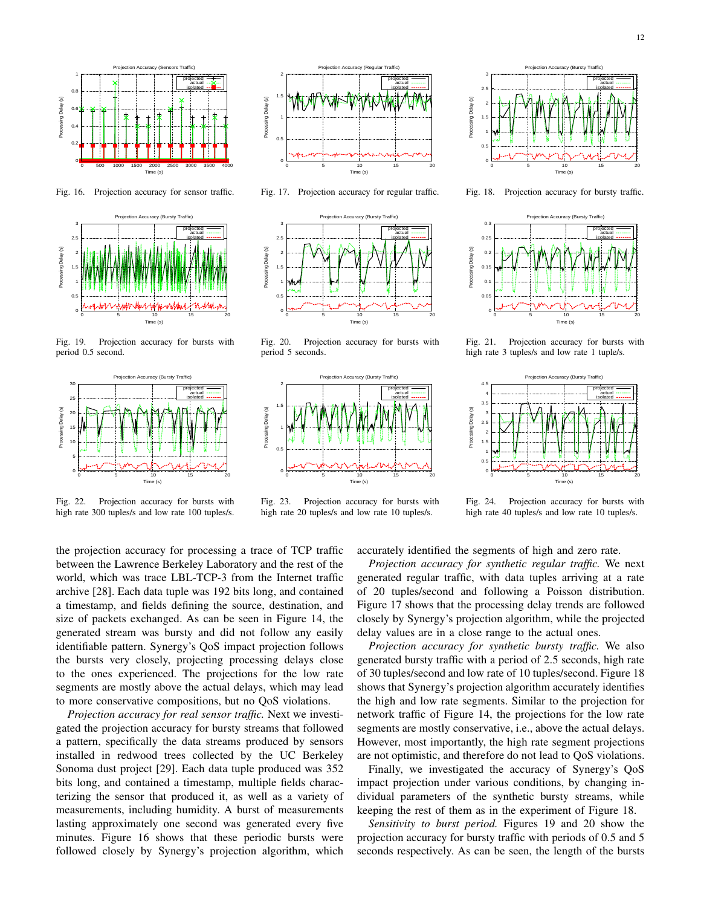Projection Accuracy (Sensors Traffic)
Processing Delay (s)
projected
actual
isolated
Time (s)
0 500 1000 1500 2000 2500 3000 3500 4000

Fig. 16. Projection accuracy for sensor traffic.

Projection Accuracy (Regular Traffic)
Processing Delay (s)
projected
actual
isolated
Time (s)

Fig. 17. Projection accuracy for regular traffic.

Projection Accuracy (Bursty Traffic)
Processing Delay (s)
projected
actual
isolated
Time (s)

Fig. 18. Projection accuracy for bursty traffic.

Projection Accuracy (Bursty Traffic)
Processing Delay (s)
projected
actual
isolated
Time (s)

Fig. 19. Projection accuracy for bursts with period 0.5 second.

Projection Accuracy (Bursty Traffic)
Processing Delay (s)
projected
actual
isolated
Time (s)

Fig. 20. Projection accuracy for bursts with period 5 seconds.

Projection Accuracy (Bursty Traffic)
Processing Delay (s)
projected
actual
isolated
Time (s)

Fig. 21. Projection accuracy for bursts with high rate 3 tuples/s and low rate 1 tuple/s.

Projection Accuracy (Bursty Traffic)
Processing Delay (s)
projected
actual
isolated
Time (s)

Fig. 22. Projection accuracy for bursts with high rate 300 tuples/s and low rate 100 tuples/s.

Projection Accuracy (Bursty Traffic)
Processing Delay (s)
projected
actual
isolated
Time (s)

Fig. 23. Projection accuracy for bursts with high rate 20 tuples/s and low rate 10 tuples/s.

Projection Accuracy (Bursty Traffic)
Processing Delay (s)
projected
actual
isolated
Time (s)

Fig. 24. Projection accuracy for bursts with high rate 40 tuples/s and low rate 10 tuples/s.

the projection accuracy for processing a trace of TCP traffic between the Lawrence Berkeley Laboratory and the rest of the world, which was trace LBL-TCP-3 from the Internet traffic archive [28]. Each data tuple was 192 bits long, and contained a timestamp, and fields defining the source, destination, and size of packets exchanged. As can be seen in Figure 14, the generated stream was bursty and did not follow any easily identifiable pattern. Synergy's QoS impact projection follows the bursts very closely, projecting processing delays close to the ones experienced. The projections for the low rate segments are mostly above the actual delays, which may lead to more conservative compositions, but no QoS violations.

*Projection accuracy for real sensor traffic.* Next we investigated the projection accuracy for bursty streams that followed a pattern, specifically the data streams produced by sensors installed in redwood trees collected by the UC Berkeley Sonoma dust project [29]. Each data tuple produced was 352 bits long, and contained a timestamp, multiple fields characterizing the sensor that produced it, as well as a variety of measurements, including humidity. A burst of measurements lasting approximately one second was generated every five minutes. Figure 16 shows that these periodic bursts were followed closely by Synergy's projection algorithm, which accurately identified the segments of high and zero rate.

*Projection accuracy for synthetic regular traffic.* We next generated regular traffic, with data tuples arriving at a rate of 20 tuples/second and following a Poisson distribution. Figure 17 shows that the processing delay trends are followed closely by Synergy's projection algorithm, while the projected delay values are in a close range to the actual ones.

*Projection accuracy for synthetic bursty traffic.* We also generated bursty traffic with a period of 2.5 seconds, high rate of 30 tuples/second and low rate of 10 tuples/second. Figure 18 shows that Synergy's projection algorithm accurately identifies the high and low rate segments. Similar to the projection for network traffic of Figure 14, the projections for the low rate segments are mostly conservative, i.e., above the actual delays. However, most importantly, the high rate segment projections are not optimistic, and therefore do not lead to QoS violations.

Finally, we investigated the accuracy of Synergy's QoS impact projection under various conditions, by changing individual parameters of the synthetic bursty streams, while keeping the rest of them as in the experiment of Figure 18.

*Sensitivity to burst period.* Figures 19 and 20 show the projection accuracy for bursty traffic with periods of 0.5 and 5 seconds respectively. As can be seen, the length of the bursts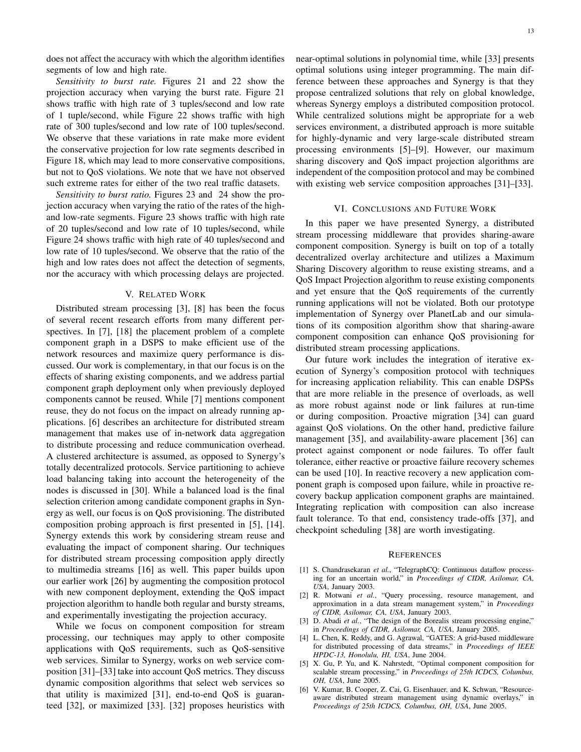does not affect the accuracy with which the algorithm identifies segments of low and high rate.

*Sensitivity to burst rate.* Figures 21 and 22 show the projection accuracy when varying the burst rate. Figure 21 shows traffic with high rate of 3 tuples/second and low rate of 1 tuple/second, while Figure 22 shows traffic with high rate of 300 tuples/second and low rate of 100 tuples/second. We observe that these variations in rate make more evident the conservative projection for low rate segments described in Figure 18, which may lead to more conservative compositions, but not to QoS violations. We note that we have not observed such extreme rates for either of the two real traffic datasets.

*Sensitivity to burst ratio.* Figures 23 and 24 show the projection accuracy when varying the ratio of the rates of the high- and low-rate segments. Figure 23 shows traffic with high rate of 20 tuples/second and low rate of 10 tuples/second, while Figure 24 shows traffic with high rate of 40 tuples/second and low rate of 10 tuples/second. We observe that the ratio of the high and low rates does not affect the detection of segments, nor the accuracy with which processing delays are projected.

## V. Related Work

Distributed stream processing [3], [8] has been the focus of several recent research efforts from many different perspectives. In [7], [18] the placement problem of a complete component graph in a DSPS to make efficient use of the network resources and maximize query performance is discussed. Our work is complementary, in that our focus is on the effects of sharing existing components, and we address partial component graph deployment only when previously deployed components cannot be reused. While [7] mentions component reuse, they do not focus on the impact on already running applications. [6] describes an architecture for distributed stream management that makes use of in-network data aggregation to distribute processing and reduce communication overhead. A clustered architecture is assumed, as opposed to Synergy's totally decentralized protocols. Service partitioning to achieve load balancing taking into account the heterogeneity of the nodes is discussed in [30]. While a balanced load is the final selection criterion among candidate component graphs in Synergy as well, our focus is on QoS provisioning. The distributed composition probing approach is first presented in [5], [14]. Synergy extends this work by considering stream reuse and evaluating the impact of component sharing. Our techniques for distributed stream processing composition apply directly to multimedia streams [16] as well. This paper builds upon our earlier work [26] by augmenting the composition protocol with new component deployment, extending the QoS impact projection algorithm to handle both regular and bursty streams, and experimentally investigating the projection accuracy.

While we focus on component composition for stream processing, our techniques may apply to other composite applications with QoS requirements, such as QoS-sensitive web services. Similar to Synergy, works on web service composition [31]–[33] take into account QoS metrics. They discuss dynamic composition algorithms that select web services so that utility is maximized [31], end-to-end QoS is guaranteed [32], or maximized [33]. [32] proposes heuristics with near-optimal solutions in polynomial time, while [33] presents optimal solutions using integer programming. The main difference between these approaches and Synergy is that they propose centralized solutions that rely on global knowledge, whereas Synergy employs a distributed composition protocol. While centralized solutions might be appropriate for a web services environment, a distributed approach is more suitable for highly-dynamic and very large-scale distributed stream processing environments [5]–[9]. However, our maximum sharing discovery and QoS impact projection algorithms are independent of the composition protocol and may be combined with existing web service composition approaches [31]–[33].

## VI. Conclusions and Future Work

In this paper we have presented Synergy, a distributed stream processing middleware that provides sharing-aware component composition. Synergy is built on top of a totally decentralized overlay architecture and utilizes a Maximum Sharing Discovery algorithm to reuse existing streams, and a QoS Impact Projection algorithm to reuse existing components and yet ensure that the QoS requirements of the currently running applications will not be violated. Both our prototype implementation of Synergy over PlanetLab and our simulations of its composition algorithm show that sharing-aware component composition can enhance QoS provisioning for distributed stream processing applications.

Our future work includes the integration of iterative execution of Synergy's composition protocol with techniques for increasing application reliability. This can enable DSPSs that are more reliable in the presence of overloads, as well as more robust against node or link failures at run-time or during composition. Proactive migration [34] can guard against QoS violations. On the other hand, predictive failure management [35], and availability-aware placement [36] can protect against component or node failures. To offer fault tolerance, either reactive or proactive failure recovery schemes can be used [10]. In reactive recovery a new application component graph is composed upon failure, while in proactive recovery backup application component graphs are maintained. Integrating replication with composition can also increase fault tolerance. To that end, consistency trade-offs [37], and checkpoint scheduling [38] are worth investigating.

## References

[1] S. Chandrasekaran *et al.*, "TelegraphCQ: Continuous dataflow processing for an uncertain world," in *Proceedings of CIDR, Asilomar, CA, USA*, January 2003.

[2] R. Motwani *et al.*, "Query processing, resource management, and approximation in a data stream management system," in *Proceedings of CIDR, Asilomar, CA, USA*, January 2003.

[3] D. Abadi *et al.*, "The design of the Borealis stream processing engine," in *Proceedings of CIDR, Asilomar, CA, USA*, January 2005.

[4] L. Chen, K. Reddy, and G. Agrawal, "GATES: A grid-based middleware for distributed processing of data streams," in *Proceedings of IEEE HPDC-13, Honolulu, HI, USA*, June 2004.

[5] X. Gu, P. Yu, and K. Nahrstedt, "Optimal component composition for scalable stream processing," in *Proceedings of 25th ICDCS, Columbus, OH, USA*, June 2005.

[6] V. Kumar, B. Cooper, Z. Cai, G. Eisenhauer, and K. Schwan, "Resource-aware distributed stream management using dynamic overlays," in *Proceedings of 25th ICDCS, Columbus, OH, USA*, June 2005.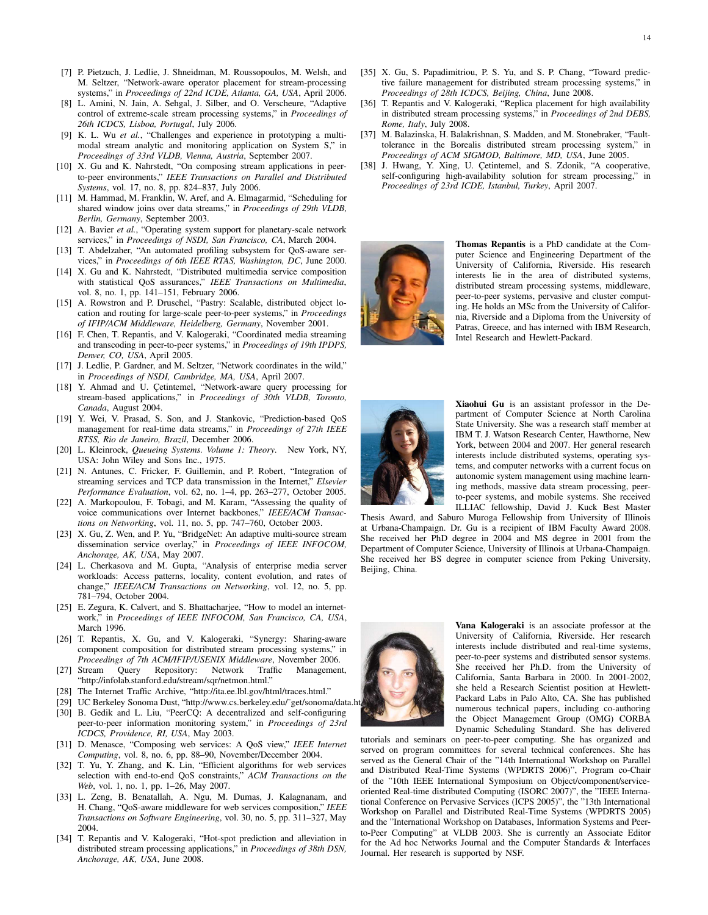[7] P. Pietzuch, J. Ledlie, J. Shneidman, M. Roussopoulos, M. Welsh, and M. Seltzer, "Network-aware operator placement for stream-processing systems," in *Proceedings of 22nd ICDE, Atlanta, GA, USA*, April 2006.

[8] L. Amini, N. Jain, A. Sehgal, J. Silber, and O. Verscheure, "Adaptive control of extreme-scale stream processing systems," in *Proceedings of 26th ICDCS, Lisboa, Portugal*, July 2006.

[9] K. L. Wu *et al.*, "Challenges and experience in prototyping a multi-modal stream analytic and monitoring application on System S," in *Proceedings of 33rd VLDB, Vienna, Austria*, September 2007.

[10] X. Gu and K. Nahrstedt, "On composing stream applications in peer-to-peer environments," *IEEE Transactions on Parallel and Distributed Systems*, vol. 17, no. 8, pp. 824–837, July 2006.

[11] M. Hammad, M. Franklin, W. Aref, and A. Elmagarmid, "Scheduling for shared window joins over data streams," in *Proceedings of 29th VLDB, Berlin, Germany*, September 2003.

[12] A. Bavier *et al.*, "Operating system support for planetary-scale network services," in *Proceedings of NSDI, San Francisco, CA*, March 2004.

[13] T. Abdelzaher, "An automated profiling subsystem for QoS-aware services," in *Proceedings of 6th IEEE RTAS, Washington, DC*, June 2000.

[14] X. Gu and K. Nahrstedt, "Distributed multimedia service composition with statistical QoS assurances," *IEEE Transactions on Multimedia*, vol. 8, no. 1, pp. 141–151, February 2006.

[15] A. Rowstron and P. Druschel, "Pastry: Scalable, distributed object location and routing for large-scale peer-to-peer systems," in *Proceedings of IFIP/ACM Middleware, Heidelberg, Germany*, November 2001.

[16] F. Chen, T. Repantis, and V. Kalogeraki, "Coordinated media streaming and transcoding in peer-to-peer systems," in *Proceedings of 19th IPDPS, Denver, CO, USA*, April 2005.

[17] J. Ledlie, P. Gardner, and M. Seltzer, "Network coordinates in the wild," in *Proceedings of NSDI, Cambridge, MA, USA*, April 2007.

[18] Y. Ahmad and U. Çetintemel, "Network-aware query processing for stream-based applications," in *Proceedings of 30th VLDB, Toronto, Canada*, August 2004.

[19] Y. Wei, V. Prasad, S. Son, and J. Stankovic, "Prediction-based QoS management for real-time data streams," in *Proceedings of 27th IEEE RTSS, Rio de Janeiro, Brazil*, December 2006.

[20] L. Kleinrock, *Queueing Systems. Volume 1: Theory*. New York, NY, USA: John Wiley and Sons Inc., 1975.

[21] N. Antunes, C. Fricker, F. Guillemin, and P. Robert, "Integration of streaming services and TCP data transmission in the Internet," *Elsevier Performance Evaluation*, vol. 62, no. 1–4, pp. 263–277, October 2005.

[22] A. Markopoulou, F. Tobagi, and M. Karam, "Assessing the quality of voice communications over Internet backbones," *IEEE/ACM Transactions on Networking*, vol. 11, no. 5, pp. 747–760, October 2003.

[23] X. Gu, Z. Wen, and P. Yu, "BridgeNet: An adaptive multi-source stream dissemination service overlay," in *Proceedings of IEEE INFOCOM, Anchorage, AK, USA*, May 2007.

[24] L. Cherkasova and M. Gupta, "Analysis of enterprise media server workloads: Access patterns, locality, content evolution, and rates of change," *IEEE/ACM Transactions on Networking*, vol. 12, no. 5, pp. 781–794, October 2004.

[25] E. Zegura, K. Calvert, and S. Bhattacharjee, "How to model an internetwork," in *Proceedings of IEEE INFOCOM, San Francisco, CA, USA*, March 1996.

[26] T. Repantis, X. Gu, and V. Kalogeraki, "Synergy: Sharing-aware component composition for distributed stream processing systems," in *Proceedings of 7th ACM/IFIP/USENIX Middleware*, November 2006.

[27] Stream Query Repository: Network Traffic Management, "http://infolab.stanford.edu/stream/sqr/netmon.html."

[28] The Internet Traffic Archive, "http://ita.ee.lbl.gov/html/traces.html."

[29] UC Berkeley Sonoma Dust, "http://www.cs.berkeley.edu/˜get/sonoma/data.html."

[30] B. Gedik and L. Liu, "PeerCQ: A decentralized and self-configuring peer-to-peer information monitoring system," in *Proceedings of 23rd ICDCS, Providence, RI, USA*, May 2003.

[31] D. Menasce, "Composing web services: A QoS view," *IEEE Internet Computing*, vol. 8, no. 6, pp. 88–90, November/December 2004.

[32] T. Yu, Y. Zhang, and K. Lin, "Efficient algorithms for web services selection with end-to-end QoS constraints," *ACM Transactions on the Web*, vol. 1, no. 1, pp. 1–26, May 2007.

[33] L. Zeng, B. Benatallah, A. Ngu, M. Dumas, J. Kalagnanam, and H. Chang, "QoS-aware middleware for web services composition," *IEEE Transactions on Software Engineering*, vol. 30, no. 5, pp. 311–327, May 2004.

[34] T. Repantis and V. Kalogeraki, "Hot-spot prediction and alleviation in distributed stream processing applications," in *Proceedings of 38th DSN, Anchorage, AK, USA*, June 2008.

[35] X. Gu, S. Papadimitriou, P. S. Yu, and S. P. Chang, "Toward predictive failure management for distributed stream processing systems," in *Proceedings of 28th ICDCS, Beijing, China*, June 2008.

[36] T. Repantis and V. Kalogeraki, "Replica placement for high availability in distributed stream processing systems," in *Proceedings of 2nd DEBS, Rome, Italy*, July 2008.

[37] M. Balazinska, H. Balakrishnan, S. Madden, and M. Stonebraker, "Fault-tolerance in the Borealis distributed stream processing system," in *Proceedings of ACM SIGMOD, Baltimore, MD, USA*, June 2005.

[38] J. Hwang, Y. Xing, U. Çetintemel, and S. Zdonik, "A cooperative, self-configuring high-availability solution for stream processing," in *Proceedings of 23rd ICDE, Istanbul, Turkey*, April 2007.

**Thomas Repantis** is a PhD candidate at the Computer Science and Engineering Department of the University of California, Riverside. His research interests lie in the area of distributed systems, distributed stream processing systems, middleware, peer-to-peer systems, pervasive and cluster computing. He holds an MSc from the University of California, Riverside and a Diploma from the University of Patras, Greece, and has interned with IBM Research, Intel Research and Hewlett-Packard.

**Xiaohui Gu** is an assistant professor in the Department of Computer Science at North Carolina State University. She was a research staff member at IBM T. J. Watson Research Center, Hawthorne, New York, between 2004 and 2007. Her general research interests include distributed systems, operating systems, and computer networks with a current focus on autonomic system management using machine learning methods, massive data stream processing, peer-to-peer systems, and mobile systems. She received ILLIAC fellowship, David J. Kuck Best Master Thesis Award, and Saburo Muroga Fellowship from University of Illinois at Urbana-Champaign. Dr. Gu is a recipient of IBM Faculty Award 2008. She received her PhD degree in 2004 and MS degree in 2001 from the Department of Computer Science, University of Illinois at Urbana-Champaign. She received her BS degree in computer science from Peking University, Beijing, China.

**Vana Kalogeraki** is an associate professor at the University of California, Riverside. Her research interests include distributed and real-time systems, peer-to-peer systems and distributed sensor systems. She received her Ph.D. from the University of California, Santa Barbara in 2000. In 2001-2002, she held a Research Scientist position at Hewlett-Packard Labs in Palo Alto, CA. She has published numerous technical papers, including co-authoring the Object Management Group (OMG) CORBA Dynamic Scheduling Standard. She has delivered tutorials and seminars on peer-to-peer computing. She has organized and served on program committees for several technical conferences. She has served as the General Chair of the "14th International Workshop on Parallel and Distributed Real-Time Systems (WPDRTS 2006)", Program co-Chair of the "10th IEEE International Symposium on Object/component/service-oriented Real-time distributed Computing (ISORC 2007)", the "IEEE International Conference on Pervasive Services (ICPS 2005)", the "13th International Workshop on Parallel and Distributed Real-Time Systems (WPDRTS 2005) and the "International Workshop on Databases, Information Systems and Peer-to-Peer Computing" at VLDB 2003. She is currently an Associate Editor for the Ad hoc Networks Journal and the Computer Standards & Interfaces Journal. Her research is supported by NSF.